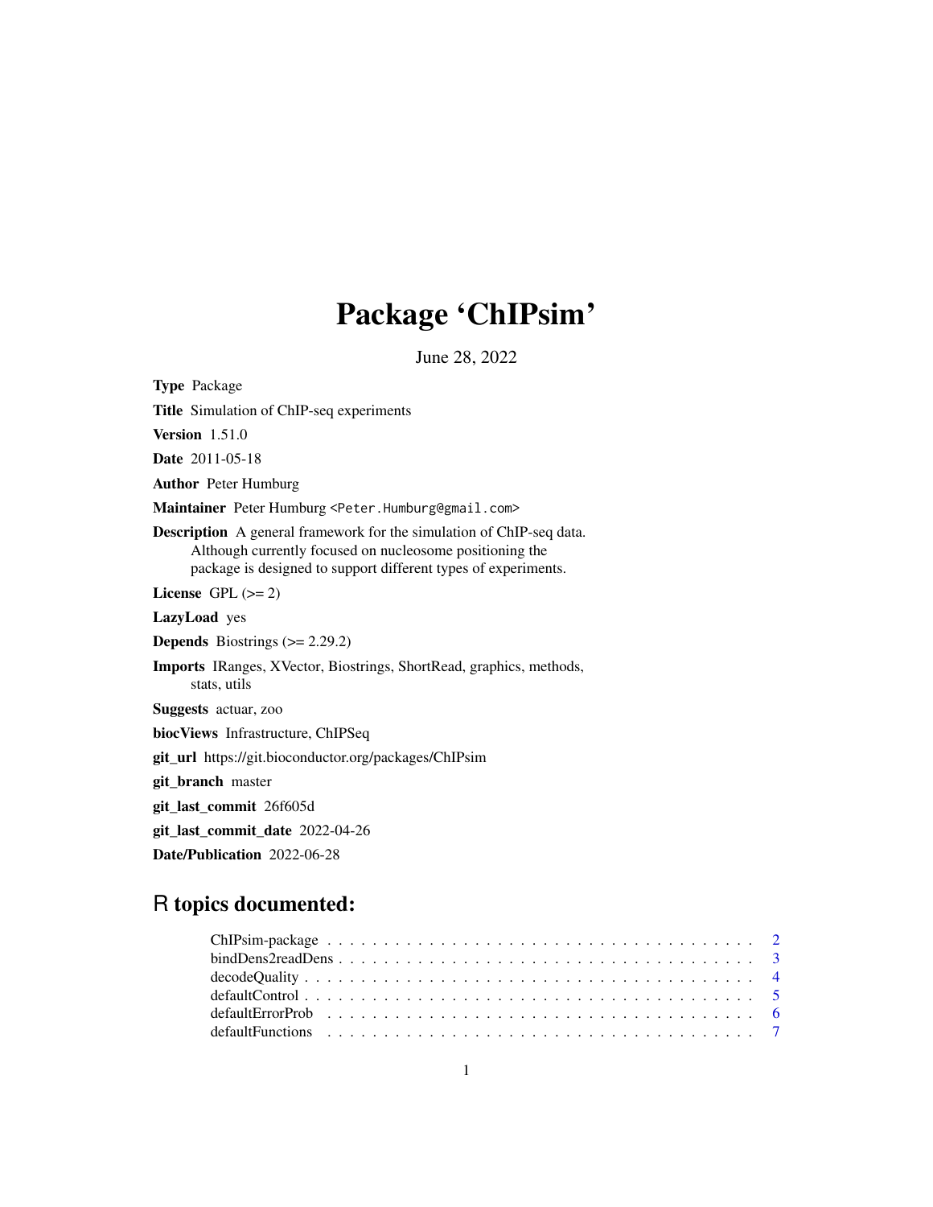# Package 'ChIPsim'

June 28, 2022

**Type** Package

**Title** Simulation of ChIP-seq experiments

**Version** 1.51.0

**Date** 2011-05-18

**Author** Peter Humburg

**Maintainer** Peter Humburg <Peter.Humburg@gmail.com>

**Description** A general framework for the simulation of ChIP-seq data. Although currently focused on nucleosome positioning the package is designed to support different types of experiments.

**License** GPL (>= 2)

**LazyLoad** yes

**Depends** Biostrings (>= 2.29.2)

**Imports** IRanges, XVector, Biostrings, ShortRead, graphics, methods, stats, utils

**Suggests** actuar, zoo

**biocViews** Infrastructure, ChIPSeq

**git_url** https://git.bioconductor.org/packages/ChIPsim

**git_branch** master

**git_last_commit** 26f605d

**git_last_commit_date** 2022-04-26

**Date/Publication** 2022-06-28

## R topics documented:

- ChIPsim-package . . . . . . . . . . . . . . . . . . . . . . . . . . . . . . . . . . . . . . 2
- bindDens2readDens . . . . . . . . . . . . . . . . . . . . . . . . . . . . . . . . . . . . . 3
- decodeQuality . . . . . . . . . . . . . . . . . . . . . . . . . . . . . . . . . . . . . . . . 4
- defaultControl . . . . . . . . . . . . . . . . . . . . . . . . . . . . . . . . . . . . . . . . 5
- defaultErrorProb . . . . . . . . . . . . . . . . . . . . . . . . . . . . . . . . . . . . . . . 6
- defaultFunctions . . . . . . . . . . . . . . . . . . . . . . . . . . . . . . . . . . . . . . . 7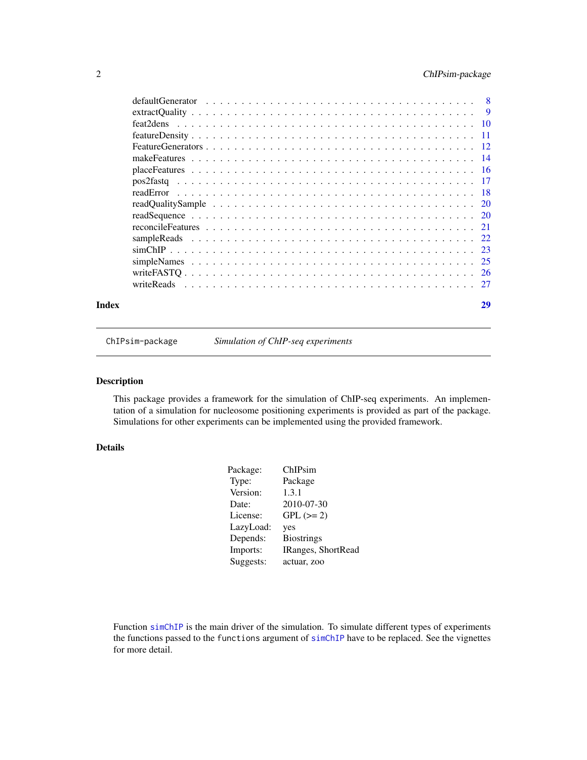defaultGenerator . . . . . . . . . . . . . . . . . . . . . . . . . . . . . . . . . . . . 8
extractQuality . . . . . . . . . . . . . . . . . . . . . . . . . . . . . . . . . . . . . 9
feat2dens . . . . . . . . . . . . . . . . . . . . . . . . . . . . . . . . . . . . . . . . 10
featureDensity . . . . . . . . . . . . . . . . . . . . . . . . . . . . . . . . . . . . . 11
FeatureGenerators . . . . . . . . . . . . . . . . . . . . . . . . . . . . . . . . . . . 12
makeFeatures . . . . . . . . . . . . . . . . . . . . . . . . . . . . . . . . . . . . . . 14
placeFeatures . . . . . . . . . . . . . . . . . . . . . . . . . . . . . . . . . . . . . . 16
pos2fastq . . . . . . . . . . . . . . . . . . . . . . . . . . . . . . . . . . . . . . . . 17
readError . . . . . . . . . . . . . . . . . . . . . . . . . . . . . . . . . . . . . . . . 18
readQualitySample . . . . . . . . . . . . . . . . . . . . . . . . . . . . . . . . . . . 20
readSequence . . . . . . . . . . . . . . . . . . . . . . . . . . . . . . . . . . . . . . 20
reconcileFeatures . . . . . . . . . . . . . . . . . . . . . . . . . . . . . . . . . . . . 21
sampleReads . . . . . . . . . . . . . . . . . . . . . . . . . . . . . . . . . . . . . . . 22
simChIP . . . . . . . . . . . . . . . . . . . . . . . . . . . . . . . . . . . . . . . . . 23
simpleNames . . . . . . . . . . . . . . . . . . . . . . . . . . . . . . . . . . . . . . . 25
writeFASTQ . . . . . . . . . . . . . . . . . . . . . . . . . . . . . . . . . . . . . . . . 26
writeReads . . . . . . . . . . . . . . . . . . . . . . . . . . . . . . . . . . . . . . . . 27

**Index** **29**

---

`ChIPsim-package` *Simulation of ChIP-seq experiments*

---

## Description

This package provides a framework for the simulation of ChIP-seq experiments. An implementation of a simulation for nucleosome positioning experiments is provided as part of the package. Simulations for other experiments can be implemented using the provided framework.

## Details

| | |
|---|---|
| Package: | ChIPsim |
| Type: | Package |
| Version: | 1.3.1 |
| Date: | 2010-07-30 |
| License: | GPL (>= 2) |
| LazyLoad: | yes |
| Depends: | Biostrings |
| Imports: | IRanges, ShortRead |
| Suggests: | actuar, zoo |

Function `simChIP` is the main driver of the simulation. To simulate different types of experiments the functions passed to the `functions` argument of `simChIP` have to be replaced. See the vignettes for more detail.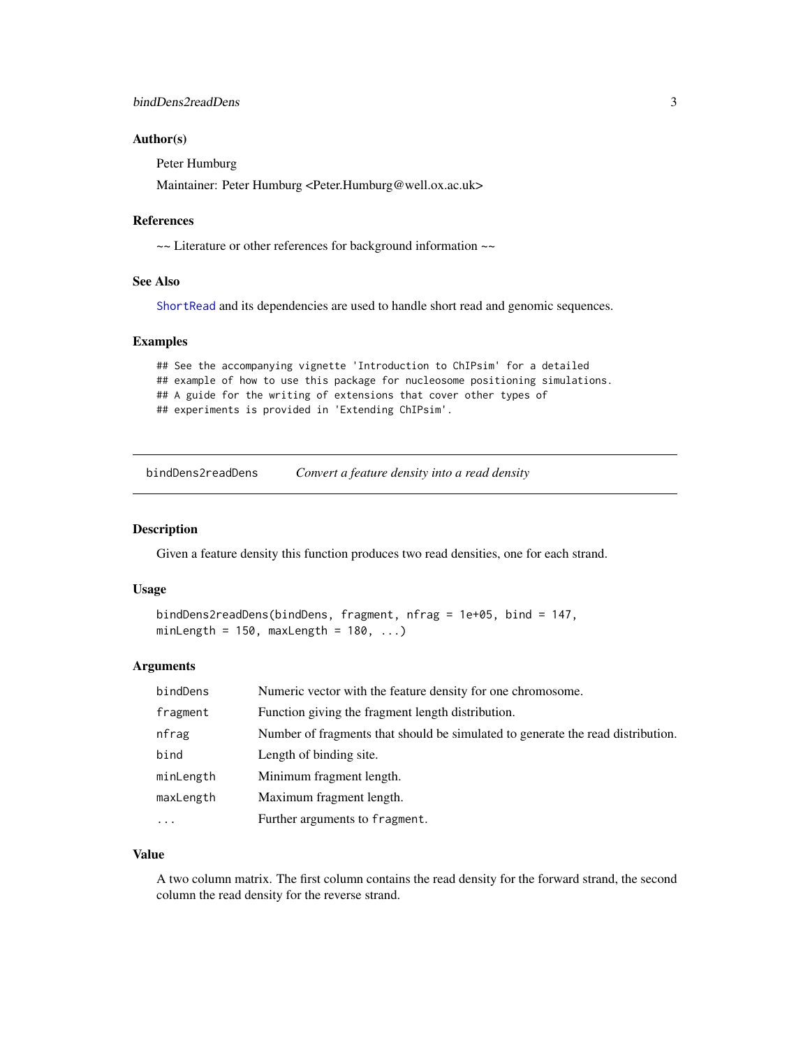### Author(s)

Peter Humburg

Maintainer: Peter Humburg <Peter.Humburg@well.ox.ac.uk>

### References

~~ Literature or other references for background information ~~

### See Also

ShortRead and its dependencies are used to handle short read and genomic sequences.

### Examples

```
## See the accompanying vignette 'Introduction to ChIPsim' for a detailed
## example of how to use this package for nucleosome positioning simulations.
## A guide for the writing of extensions that cover other types of
## experiments is provided in 'Extending ChIPsim'.
```

---

## bindDens2readDens *Convert a feature density into a read density*

### Description

Given a feature density this function produces two read densities, one for each strand.

### Usage

```
bindDens2readDens(bindDens, fragment, nfrag = 1e+05, bind = 147,
minLength = 150, maxLength = 180, ...)
```

### Arguments

| | |
|---|---|
| bindDens | Numeric vector with the feature density for one chromosome. |
| fragment | Function giving the fragment length distribution. |
| nfrag | Number of fragments that should be simulated to generate the read distribution. |
| bind | Length of binding site. |
| minLength | Minimum fragment length. |
| maxLength | Maximum fragment length. |
| ... | Further arguments to fragment. |

### Value

A two column matrix. The first column contains the read density for the forward strand, the second column the read density for the reverse strand.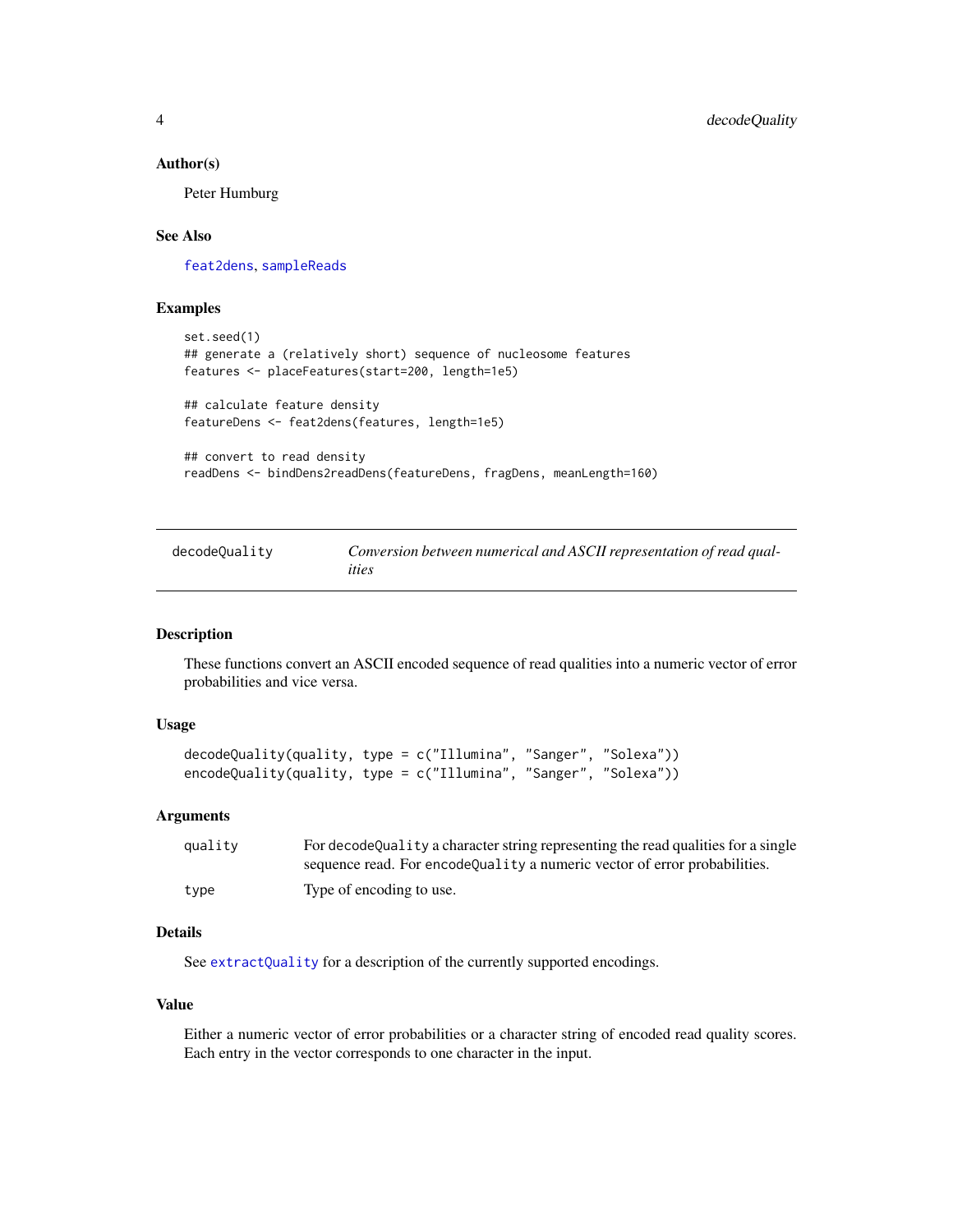### Author(s)

Peter Humburg

### See Also

feat2dens, sampleReads

### Examples

```
set.seed(1)
## generate a (relatively short) sequence of nucleosome features
features <- placeFeatures(start=200, length=1e5)

## calculate feature density
featureDens <- feat2dens(features, length=1e5)

## convert to read density
readDens <- bindDens2readDens(featureDens, fragDens, meanLength=160)
```

---

## decodeQuality — *Conversion between numerical and ASCII representation of read qualities*

---

### Description

These functions convert an ASCII encoded sequence of read qualities into a numeric vector of error probabilities and vice versa.

### Usage

```
decodeQuality(quality, type = c("Illumina", "Sanger", "Solexa"))
encodeQuality(quality, type = c("Illumina", "Sanger", "Solexa"))
```

### Arguments

| | |
|---|---|
| `quality` | For `decodeQuality` a character string representing the read qualities for a single sequence read. For `encodeQuality` a numeric vector of error probabilities. |
| `type` | Type of encoding to use. |

### Details

See extractQuality for a description of the currently supported encodings.

### Value

Either a numeric vector of error probabilities or a character string of encoded read quality scores. Each entry in the vector corresponds to one character in the input.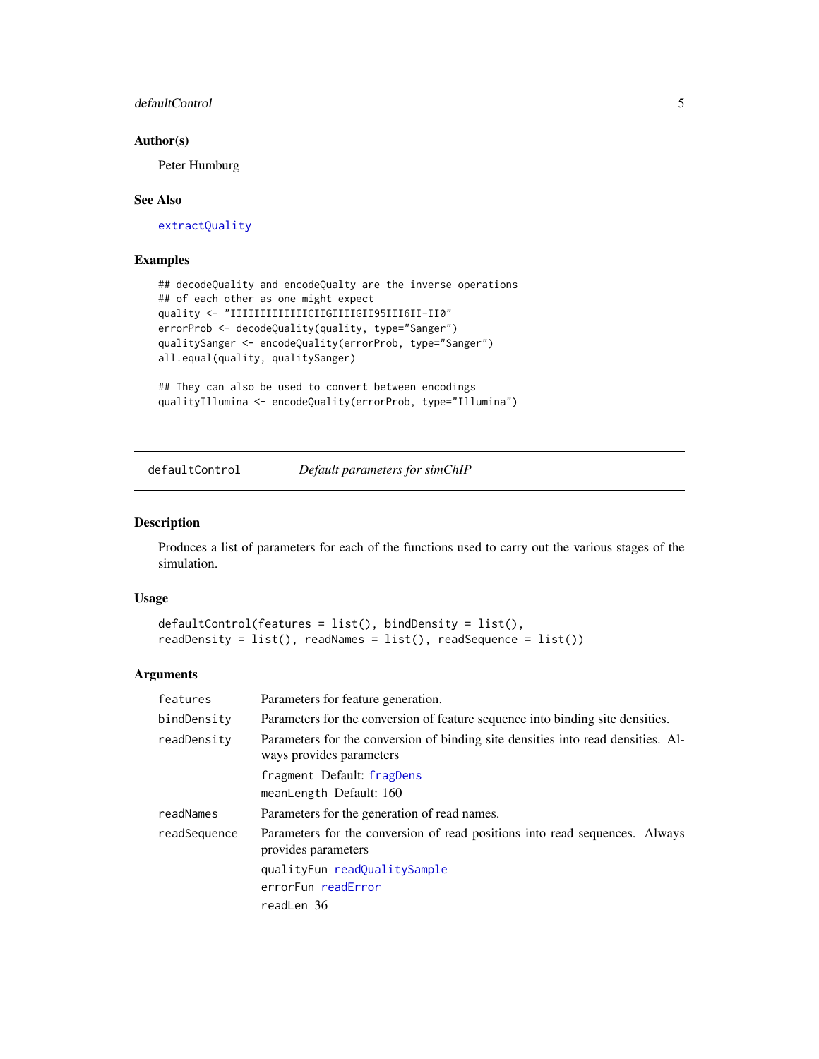## Author(s)

Peter Humburg

## See Also

extractQuality

## Examples

```
## decodeQuality and encodeQualty are the inverse operations
## of each other as one might expect
quality <- "IIIIIIIIIIIIICIIGIIIIGII95III6II-II0"
errorProb <- decodeQuality(quality, type="Sanger")
qualitySanger <- encodeQuality(errorProb, type="Sanger")
all.equal(quality, qualitySanger)

## They can also be used to convert between encodings
qualityIllumina <- encodeQuality(errorProb, type="Illumina")
```

---

# defaultControl — *Default parameters for simChIP*

## Description

Produces a list of parameters for each of the functions used to carry out the various stages of the simulation.

## Usage

```
defaultControl(features = list(), bindDensity = list(),
readDensity = list(), readNames = list(), readSequence = list())
```

## Arguments

| | |
|---|---|
| `features` | Parameters for feature generation. |
| `bindDensity` | Parameters for the conversion of feature sequence into binding site densities. |
| `readDensity` | Parameters for the conversion of binding site densities into read densities. Always provides parameters<br>`fragment` Default: `fragDens`<br>`meanLength` Default: 160 |
| `readNames` | Parameters for the generation of read names. |
| `readSequence` | Parameters for the conversion of read positions into read sequences. Always provides parameters<br>`qualityFun` `readQualitySample`<br>`errorFun` `readError`<br>`readLen` 36 |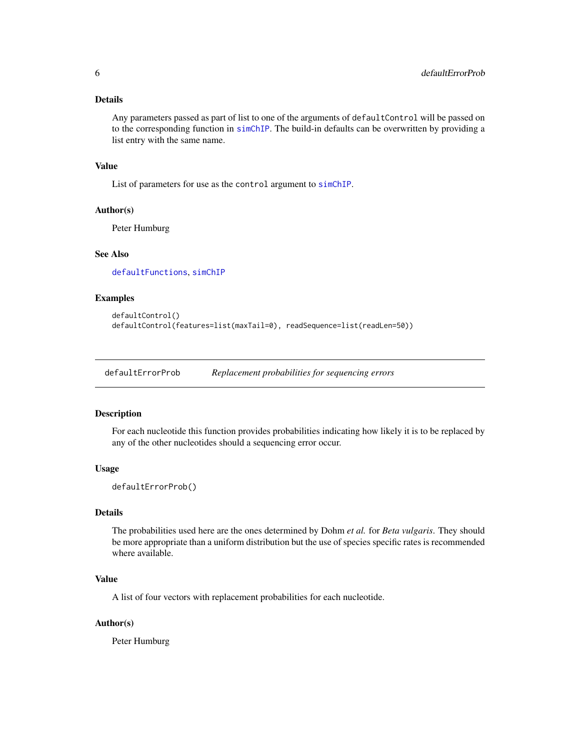### Details

Any parameters passed as part of list to one of the arguments of `defaultControl` will be passed on to the corresponding function in `simChIP`. The build-in defaults can be overwritten by providing a list entry with the same name.

### Value

List of parameters for use as the `control` argument to `simChIP`.

### Author(s)

Peter Humburg

### See Also

`defaultFunctions`, `simChIP`

### Examples

```
defaultControl()
defaultControl(features=list(maxTail=0), readSequence=list(readLen=50))
```

---

## defaultErrorProb — *Replacement probabilities for sequencing errors*

---

### Description

For each nucleotide this function provides probabilities indicating how likely it is to be replaced by any of the other nucleotides should a sequencing error occur.

### Usage

```
defaultErrorProb()
```

### Details

The probabilities used here are the ones determined by Dohm *et al.* for *Beta vulgaris*. They should be more appropriate than a uniform distribution but the use of species specific rates is recommended where available.

### Value

A list of four vectors with replacement probabilities for each nucleotide.

### Author(s)

Peter Humburg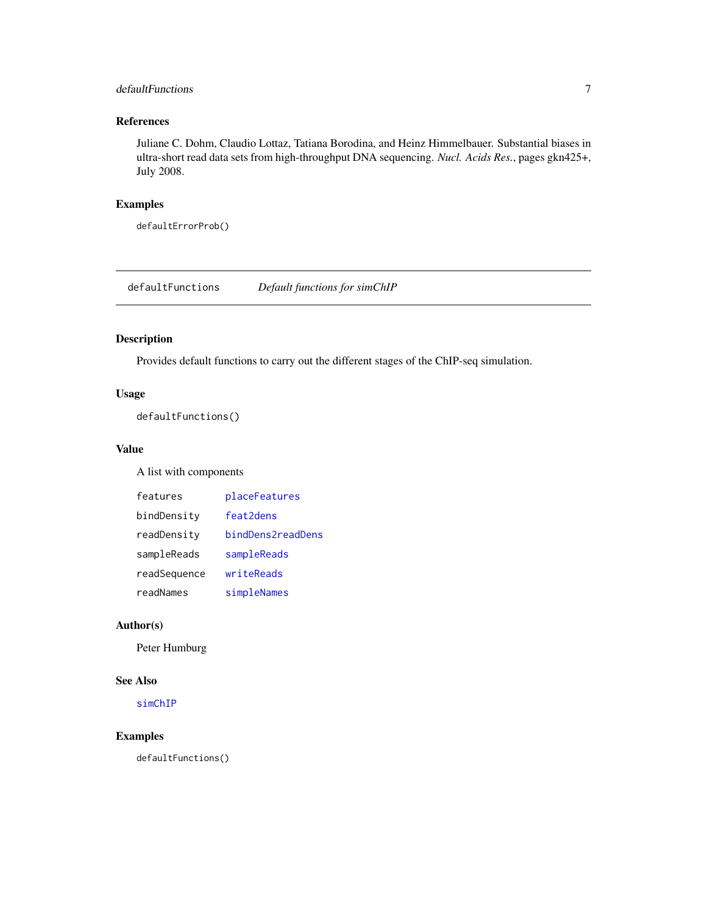### References

Juliane C. Dohm, Claudio Lottaz, Tatiana Borodina, and Heinz Himmelbauer. Substantial biases in ultra-short read data sets from high-throughput DNA sequencing. *Nucl. Acids Res.*, pages gkn425+, July 2008.

### Examples

```
defaultErrorProb()
```

---

## defaultFunctions *Default functions for simChIP*

---

### Description

Provides default functions to carry out the different stages of the ChIP-seq simulation.

### Usage

```
defaultFunctions()
```

### Value

A list with components

| | |
|---|---|
| features | placeFeatures |
| bindDensity | feat2dens |
| readDensity | bindDens2readDens |
| sampleReads | sampleReads |
| readSequence | writeReads |
| readNames | simpleNames |

### Author(s)

Peter Humburg

### See Also

simChIP

### Examples

```
defaultFunctions()
```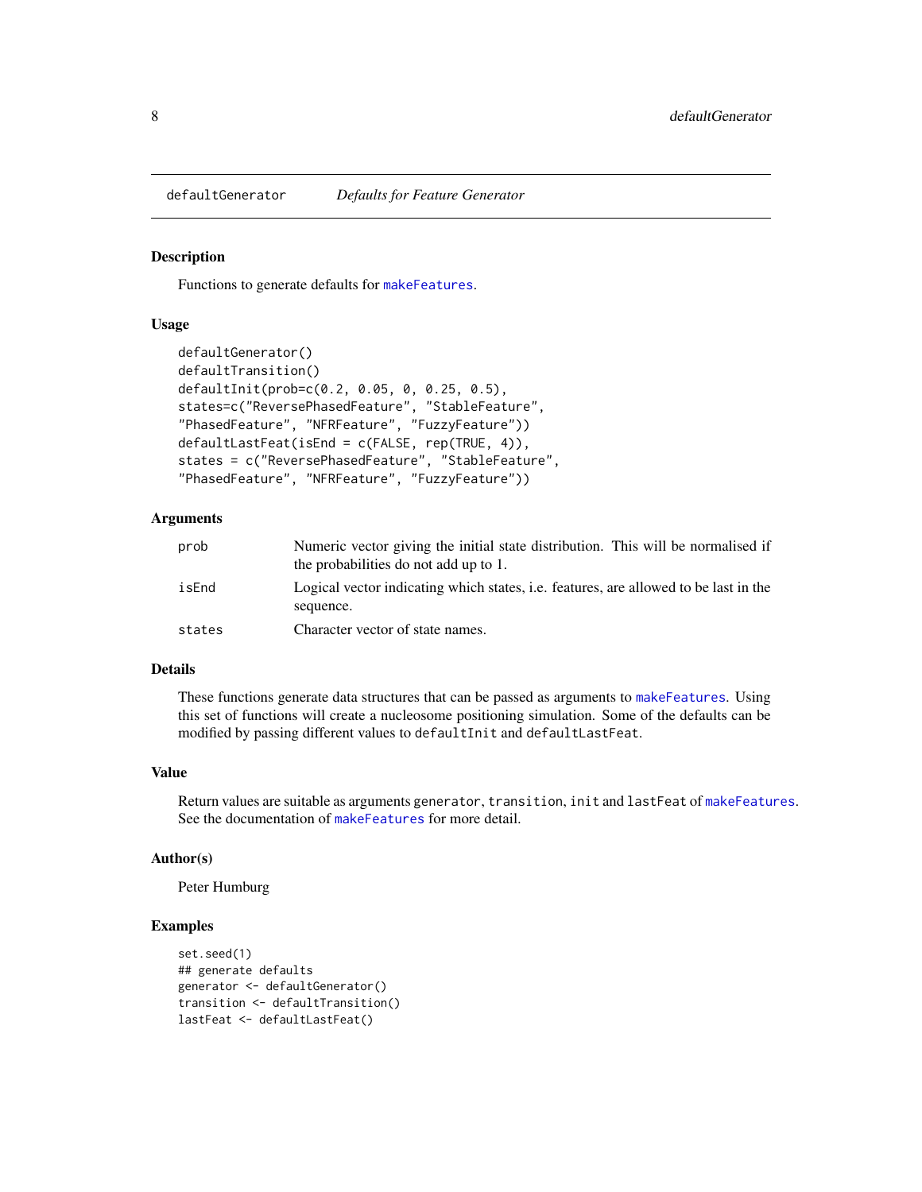defaultGenerator *Defaults for Feature Generator*

### Description

Functions to generate defaults for makeFeatures.

### Usage

```
defaultGenerator()
defaultTransition()
defaultInit(prob=c(0.2, 0.05, 0, 0.25, 0.5),
states=c("ReversePhasedFeature", "StableFeature",
"PhasedFeature", "NFRFeature", "FuzzyFeature"))
defaultLastFeat(isEnd = c(FALSE, rep(TRUE, 4)),
states = c("ReversePhasedFeature", "StableFeature",
"PhasedFeature", "NFRFeature", "FuzzyFeature"))
```

### Arguments

| | |
|---|---|
| prob | Numeric vector giving the initial state distribution. This will be normalised if the probabilities do not add up to 1. |
| isEnd | Logical vector indicating which states, i.e. features, are allowed to be last in the sequence. |
| states | Character vector of state names. |

### Details

These functions generate data structures that can be passed as arguments to makeFeatures. Using this set of functions will create a nucleosome positioning simulation. Some of the defaults can be modified by passing different values to `defaultInit` and `defaultLastFeat`.

### Value

Return values are suitable as arguments `generator`, `transition`, `init` and `lastFeat` of makeFeatures. See the documentation of makeFeatures for more detail.

### Author(s)

Peter Humburg

### Examples

```
set.seed(1)
## generate defaults
generator <- defaultGenerator()
transition <- defaultTransition()
lastFeat <- defaultLastFeat()
```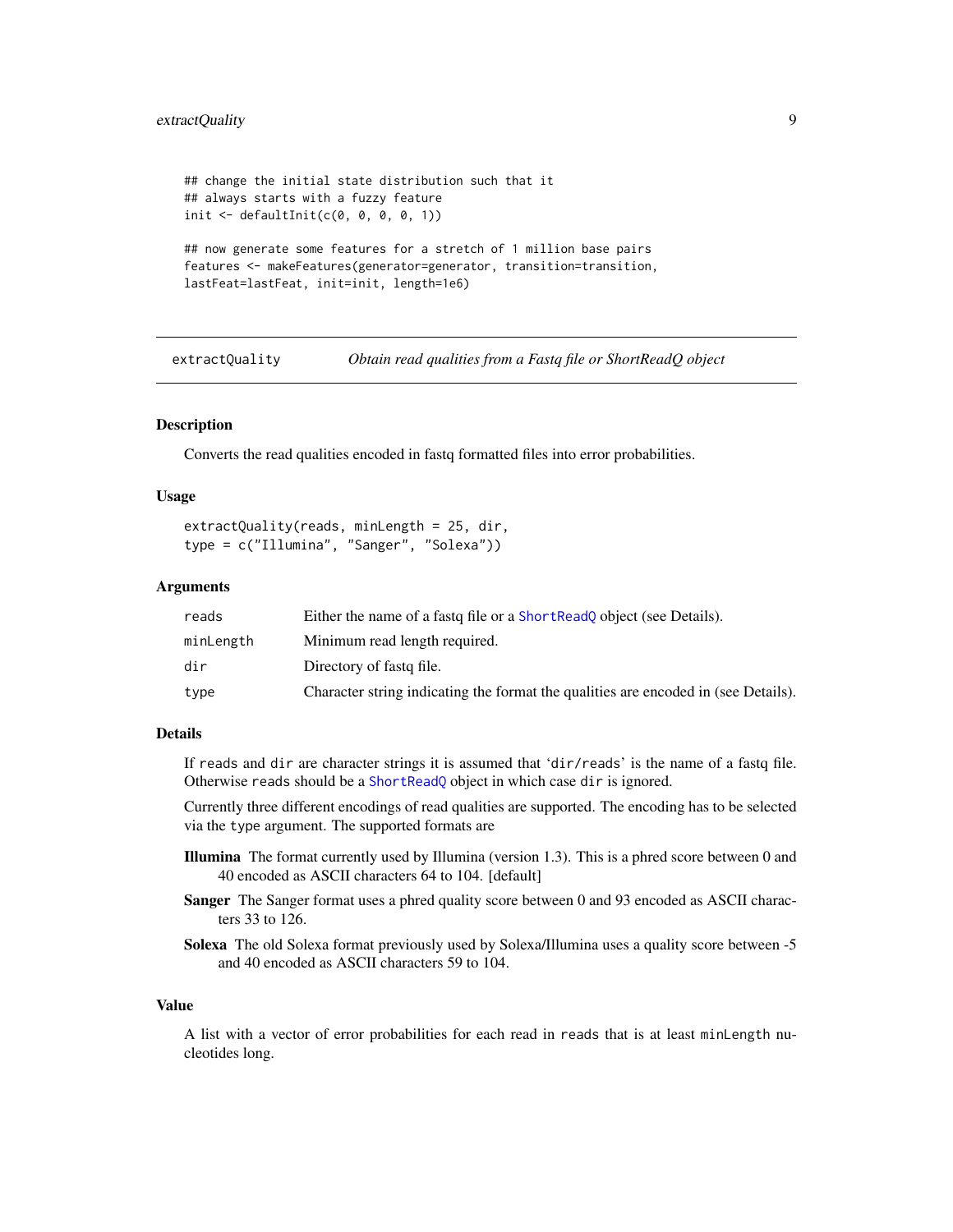```
## change the initial state distribution such that it
## always starts with a fuzzy feature
init <- defaultInit(c(0, 0, 0, 0, 1))

## now generate some features for a stretch of 1 million base pairs
features <- makeFeatures(generator=generator, transition=transition,
lastFeat=lastFeat, init=init, length=1e6)
```

---

## extractQuality — *Obtain read qualities from a Fastq file or ShortReadQ object*

---

### Description

Converts the read qualities encoded in fastq formatted files into error probabilities.

### Usage

```
extractQuality(reads, minLength = 25, dir,
type = c("Illumina", "Sanger", "Solexa"))
```

### Arguments

| | |
|---|---|
| `reads` | Either the name of a fastq file or a `ShortReadQ` object (see Details). |
| `minLength` | Minimum read length required. |
| `dir` | Directory of fastq file. |
| `type` | Character string indicating the format the qualities are encoded in (see Details). |

### Details

If `reads` and `dir` are character strings it is assumed that '`dir/reads`' is the name of a fastq file. Otherwise `reads` should be a `ShortReadQ` object in which case `dir` is ignored.

Currently three different encodings of read qualities are supported. The encoding has to be selected via the `type` argument. The supported formats are

- **Illumina** The format currently used by Illumina (version 1.3). This is a phred score between 0 and 40 encoded as ASCII characters 64 to 104. [default]
- **Sanger** The Sanger format uses a phred quality score between 0 and 93 encoded as ASCII characters 33 to 126.
- **Solexa** The old Solexa format previously used by Solexa/Illumina uses a quality score between -5 and 40 encoded as ASCII characters 59 to 104.

### Value

A list with a vector of error probabilities for each read in `reads` that is at least `minLength` nucleotides long.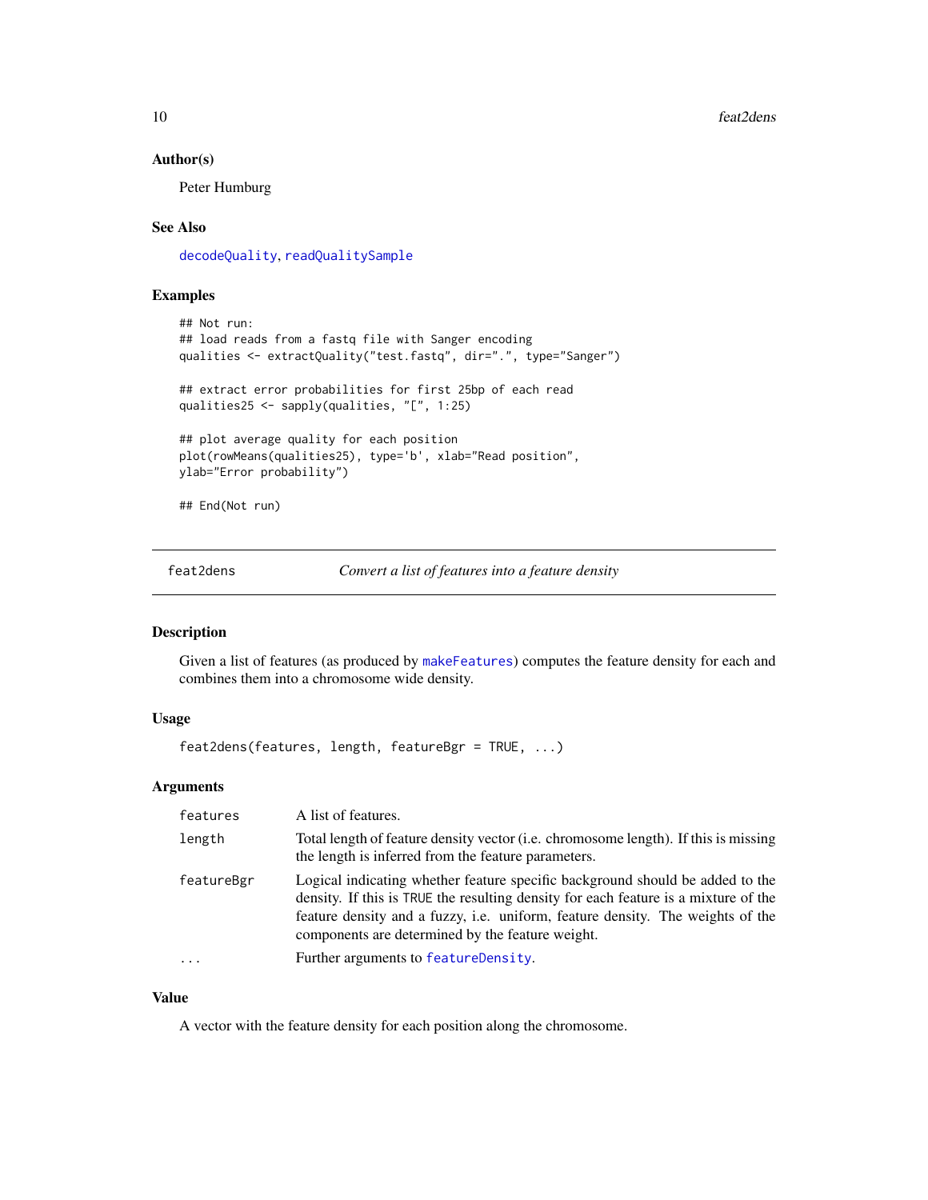### Author(s)

Peter Humburg

### See Also

decodeQuality, readQualitySample

### Examples

```
## Not run:
## load reads from a fastq file with Sanger encoding
qualities <- extractQuality("test.fastq", dir=".", type="Sanger")

## extract error probabilities for first 25bp of each read
qualities25 <- sapply(qualities, "[", 1:25)

## plot average quality for each position
plot(rowMeans(qualities25), type='b', xlab="Read position",
ylab="Error probability")

## End(Not run)
```

---

## feat2dens — *Convert a list of features into a feature density*

---

### Description

Given a list of features (as produced by makeFeatures) computes the feature density for each and combines them into a chromosome wide density.

### Usage

```
feat2dens(features, length, featureBgr = TRUE, ...)
```

### Arguments

| | |
|---|---|
| features | A list of features. |
| length | Total length of feature density vector (i.e. chromosome length). If this is missing the length is inferred from the feature parameters. |
| featureBgr | Logical indicating whether feature specific background should be added to the density. If this is TRUE the resulting density for each feature is a mixture of the feature density and a fuzzy, i.e. uniform, feature density. The weights of the components are determined by the feature weight. |
| ... | Further arguments to featureDensity. |

### Value

A vector with the feature density for each position along the chromosome.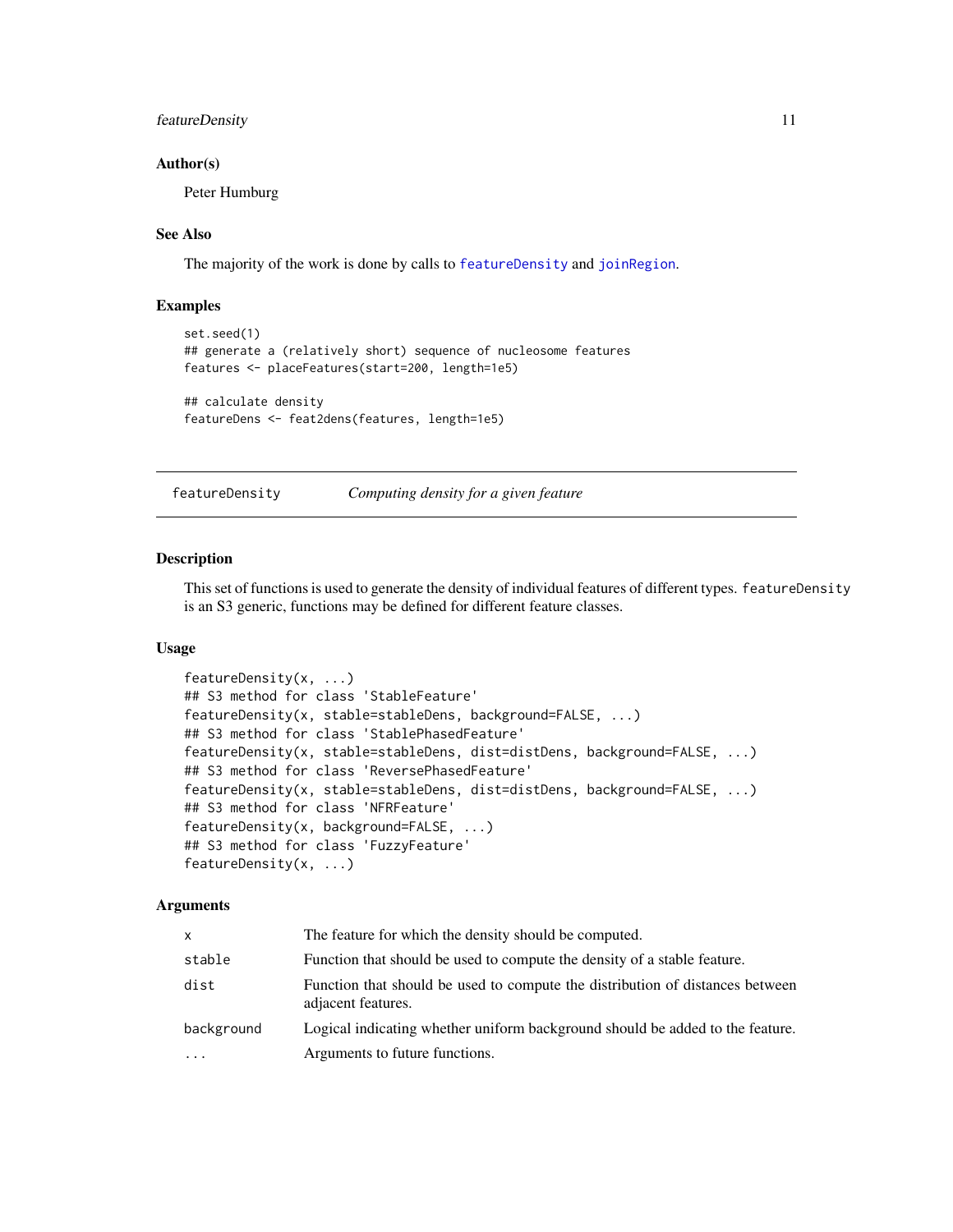### Author(s)

Peter Humburg

### See Also

The majority of the work is done by calls to featureDensity and joinRegion.

### Examples

```
set.seed(1)
## generate a (relatively short) sequence of nucleosome features
features <- placeFeatures(start=200, length=1e5)

## calculate density
featureDens <- feat2dens(features, length=1e5)
```

---

## featureDensity — *Computing density for a given feature*

---

### Description

This set of functions is used to generate the density of individual features of different types. `featureDensity` is an S3 generic, functions may be defined for different feature classes.

### Usage

```
featureDensity(x, ...)
## S3 method for class 'StableFeature'
featureDensity(x, stable=stableDens, background=FALSE, ...)
## S3 method for class 'StablePhasedFeature'
featureDensity(x, stable=stableDens, dist=distDens, background=FALSE, ...)
## S3 method for class 'ReversePhasedFeature'
featureDensity(x, stable=stableDens, dist=distDens, background=FALSE, ...)
## S3 method for class 'NFRFeature'
featureDensity(x, background=FALSE, ...)
## S3 method for class 'FuzzyFeature'
featureDensity(x, ...)
```

### Arguments

| | |
|---|---|
| `x` | The feature for which the density should be computed. |
| `stable` | Function that should be used to compute the density of a stable feature. |
| `dist` | Function that should be used to compute the distribution of distances between adjacent features. |
| `background` | Logical indicating whether uniform background should be added to the feature. |
| `...` | Arguments to future functions. |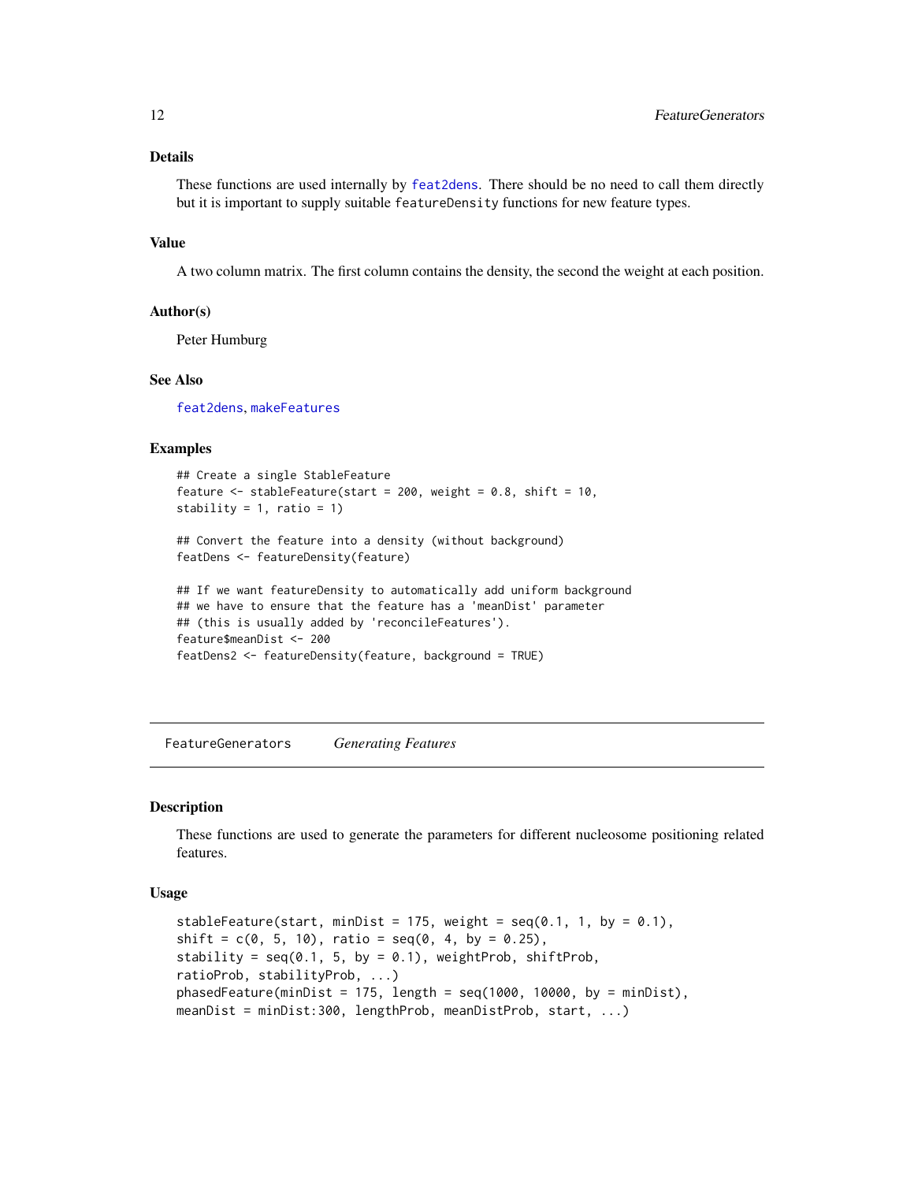## Details

These functions are used internally by feat2dens. There should be no need to call them directly but it is important to supply suitable `featureDensity` functions for new feature types.

## Value

A two column matrix. The first column contains the density, the second the weight at each position.

## Author(s)

Peter Humburg

## See Also

feat2dens, makeFeatures

## Examples

```
## Create a single StableFeature
feature <- stableFeature(start = 200, weight = 0.8, shift = 10,
stability = 1, ratio = 1)

## Convert the feature into a density (without background)
featDens <- featureDensity(feature)

## If we want featureDensity to automatically add uniform background
## we have to ensure that the feature has a 'meanDist' parameter
## (this is usually added by 'reconcileFeatures').
feature$meanDist <- 200
featDens2 <- featureDensity(feature, background = TRUE)
```

---

# FeatureGenerators — *Generating Features*

## Description

These functions are used to generate the parameters for different nucleosome positioning related features.

## Usage

```
stableFeature(start, minDist = 175, weight = seq(0.1, 1, by = 0.1),
shift = c(0, 5, 10), ratio = seq(0, 4, by = 0.25),
stability = seq(0.1, 5, by = 0.1), weightProb, shiftProb,
ratioProb, stabilityProb, ...)
phasedFeature(minDist = 175, length = seq(1000, 10000, by = minDist),
meanDist = minDist:300, lengthProb, meanDistProb, start, ...)
```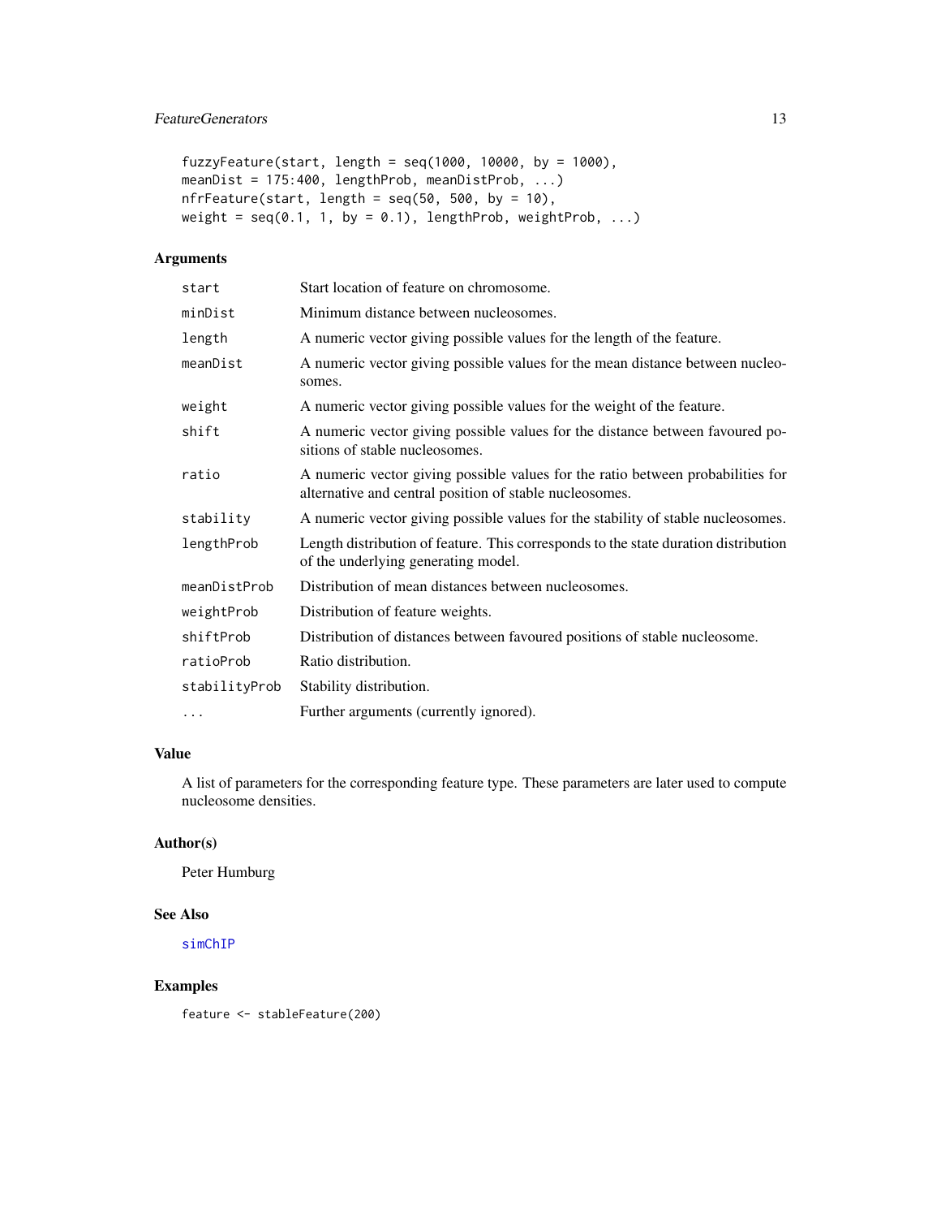```
fuzzyFeature(start, length = seq(1000, 10000, by = 1000),
meanDist = 175:400, lengthProb, meanDistProb, ...)
nfrFeature(start, length = seq(50, 500, by = 10),
weight = seq(0.1, 1, by = 0.1), lengthProb, weightProb, ...)
```

## Arguments

| | |
|---|---|
| `start` | Start location of feature on chromosome. |
| `minDist` | Minimum distance between nucleosomes. |
| `length` | A numeric vector giving possible values for the length of the feature. |
| `meanDist` | A numeric vector giving possible values for the mean distance between nucleosomes. |
| `weight` | A numeric vector giving possible values for the weight of the feature. |
| `shift` | A numeric vector giving possible values for the distance between favoured positions of stable nucleosomes. |
| `ratio` | A numeric vector giving possible values for the ratio between probabilities for alternative and central position of stable nucleosomes. |
| `stability` | A numeric vector giving possible values for the stability of stable nucleosomes. |
| `lengthProb` | Length distribution of feature. This corresponds to the state duration distribution of the underlying generating model. |
| `meanDistProb` | Distribution of mean distances between nucleosomes. |
| `weightProb` | Distribution of feature weights. |
| `shiftProb` | Distribution of distances between favoured positions of stable nucleosome. |
| `ratioProb` | Ratio distribution. |
| `stabilityProb` | Stability distribution. |
| `...` | Further arguments (currently ignored). |

## Value

A list of parameters for the corresponding feature type. These parameters are later used to compute nucleosome densities.

## Author(s)

Peter Humburg

## See Also

simChIP

## Examples

```
feature <- stableFeature(200)
```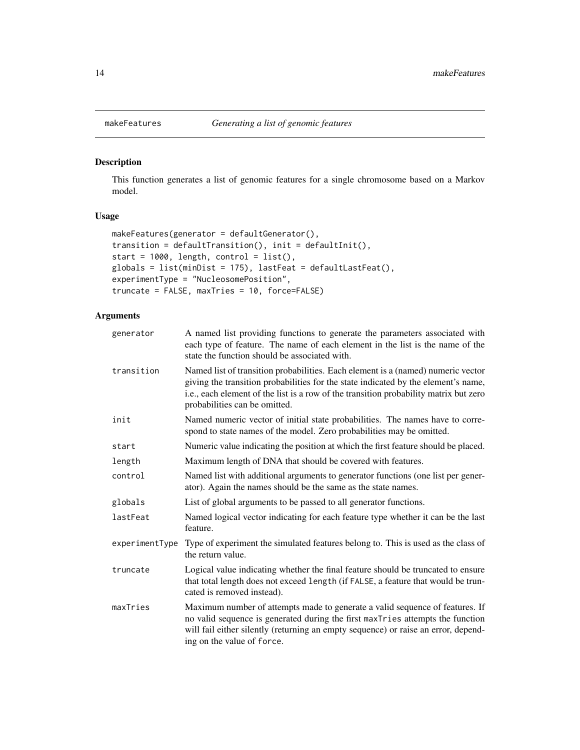# makeFeatures *Generating a list of genomic features*

## Description

This function generates a list of genomic features for a single chromosome based on a Markov model.

## Usage

```
makeFeatures(generator = defaultGenerator(),
transition = defaultTransition(), init = defaultInit(),
start = 1000, length, control = list(),
globals = list(minDist = 175), lastFeat = defaultLastFeat(),
experimentType = "NucleosomePosition",
truncate = FALSE, maxTries = 10, force=FALSE)
```

## Arguments

| | |
|---|---|
| `generator` | A named list providing functions to generate the parameters associated with each type of feature. The name of each element in the list is the name of the state the function should be associated with. |
| `transition` | Named list of transition probabilities. Each element is a (named) numeric vector giving the transition probabilities for the state indicated by the element's name, i.e., each element of the list is a row of the transition probability matrix but zero probabilities can be omitted. |
| `init` | Named numeric vector of initial state probabilities. The names have to correspond to state names of the model. Zero probabilities may be omitted. |
| `start` | Numeric value indicating the position at which the first feature should be placed. |
| `length` | Maximum length of DNA that should be covered with features. |
| `control` | Named list with additional arguments to generator functions (one list per generator). Again the names should be the same as the state names. |
| `globals` | List of global arguments to be passed to all generator functions. |
| `lastFeat` | Named logical vector indicating for each feature type whether it can be the last feature. |
| `experimentType` | Type of experiment the simulated features belong to. This is used as the class of the return value. |
| `truncate` | Logical value indicating whether the final feature should be truncated to ensure that total length does not exceed `length` (if `FALSE`, a feature that would be truncated is removed instead). |
| `maxTries` | Maximum number of attempts made to generate a valid sequence of features. If no valid sequence is generated during the first `maxTries` attempts the function will fail either silently (returning an empty sequence) or raise an error, depending on the value of `force`. |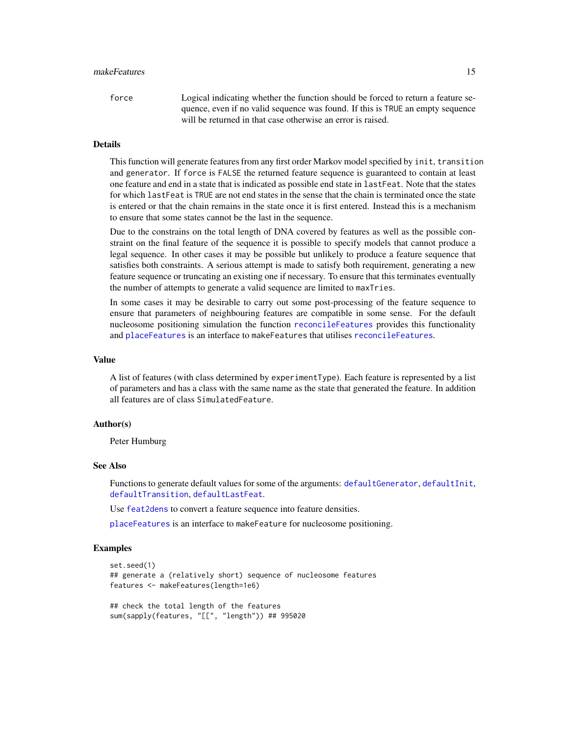force Logical indicating whether the function should be forced to return a feature sequence, even if no valid sequence was found. If this is TRUE an empty sequence will be returned in that case otherwise an error is raised.

## Details

This function will generate features from any first order Markov model specified by init, transition and generator. If force is FALSE the returned feature sequence is guaranteed to contain at least one feature and end in a state that is indicated as possible end state in lastFeat. Note that the states for which lastFeat is TRUE are not end states in the sense that the chain is terminated once the state is entered or that the chain remains in the state once it is first entered. Instead this is a mechanism to ensure that some states cannot be the last in the sequence.

Due to the constrains on the total length of DNA covered by features as well as the possible constraint on the final feature of the sequence it is possible to specify models that cannot produce a legal sequence. In other cases it may be possible but unlikely to produce a feature sequence that satisfies both constraints. A serious attempt is made to satisfy both requirement, generating a new feature sequence or truncating an existing one if necessary. To ensure that this terminates eventually the number of attempts to generate a valid sequence are limited to maxTries.

In some cases it may be desirable to carry out some post-processing of the feature sequence to ensure that parameters of neighbouring features are compatible in some sense. For the default nucleosome positioning simulation the function reconcileFeatures provides this functionality and placeFeatures is an interface to makeFeatures that utilises reconcileFeatures.

## Value

A list of features (with class determined by experimentType). Each feature is represented by a list of parameters and has a class with the same name as the state that generated the feature. In addition all features are of class SimulatedFeature.

## Author(s)

Peter Humburg

## See Also

Functions to generate default values for some of the arguments: defaultGenerator, defaultInit, defaultTransition, defaultLastFeat.

Use feat2dens to convert a feature sequence into feature densities.

placeFeatures is an interface to makeFeature for nucleosome positioning.

## Examples

```
set.seed(1)
## generate a (relatively short) sequence of nucleosome features
features <- makeFeatures(length=1e6)

## check the total length of the features
sum(sapply(features, "[[", "length")) ## 995020
```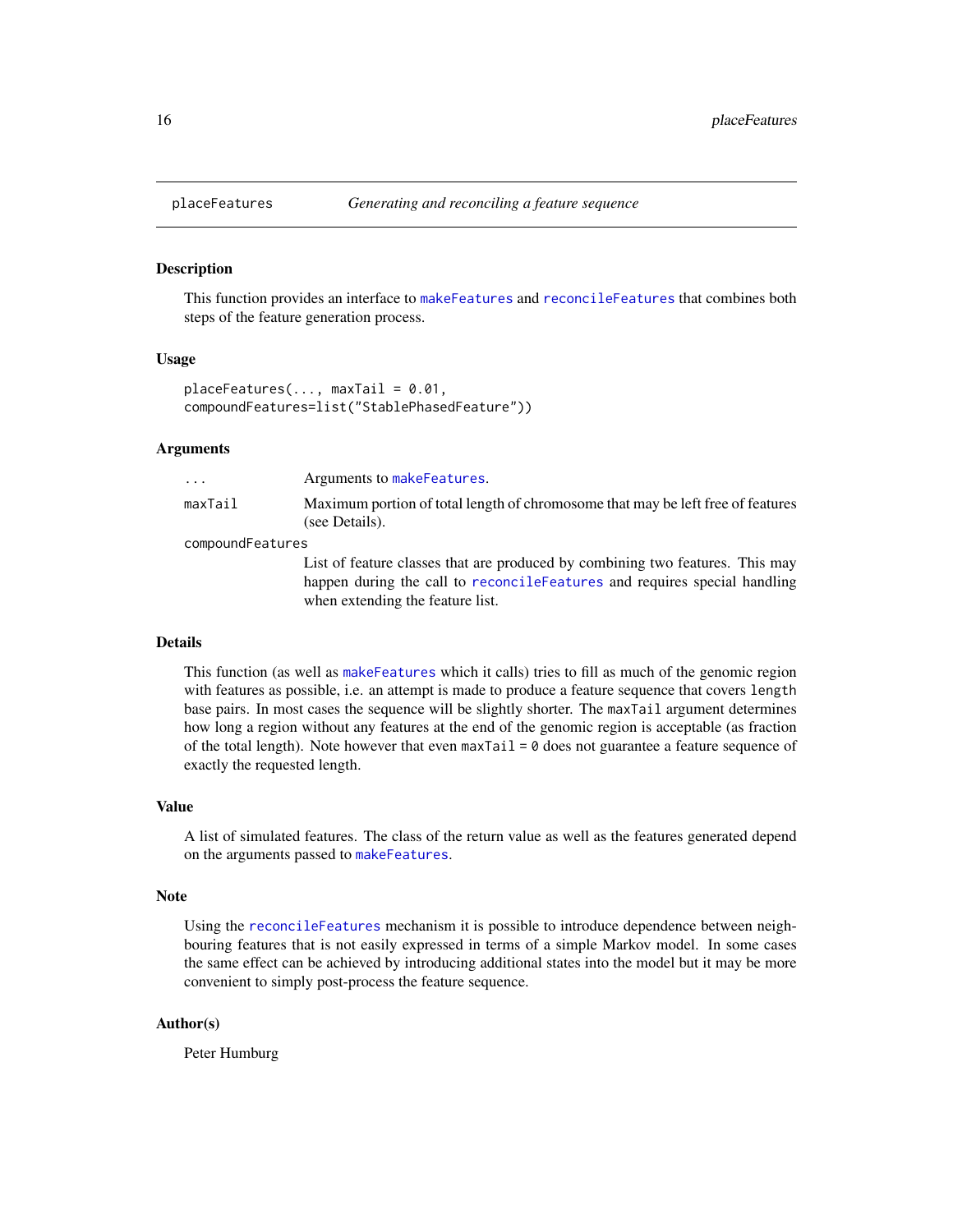## placeFeatures — *Generating and reconciling a feature sequence*

### Description

This function provides an interface to `makeFeatures` and `reconcileFeatures` that combines both steps of the feature generation process.

### Usage

```
placeFeatures(..., maxTail = 0.01,
compoundFeatures=list("StablePhasedFeature"))
```

### Arguments

| | |
|---|---|
| `...` | Arguments to `makeFeatures`. |
| `maxTail` | Maximum portion of total length of chromosome that may be left free of features (see Details). |
| `compoundFeatures` | List of feature classes that are produced by combining two features. This may happen during the call to `reconcileFeatures` and requires special handling when extending the feature list. |

### Details

This function (as well as `makeFeatures` which it calls) tries to fill as much of the genomic region with features as possible, i.e. an attempt is made to produce a feature sequence that covers `length` base pairs. In most cases the sequence will be slightly shorter. The `maxTail` argument determines how long a region without any features at the end of the genomic region is acceptable (as fraction of the total length). Note however that even `maxTail = 0` does not guarantee a feature sequence of exactly the requested length.

### Value

A list of simulated features. The class of the return value as well as the features generated depend on the arguments passed to `makeFeatures`.

### Note

Using the `reconcileFeatures` mechanism it is possible to introduce dependence between neighbouring features that is not easily expressed in terms of a simple Markov model. In some cases the same effect can be achieved by introducing additional states into the model but it may be more convenient to simply post-process the feature sequence.

### Author(s)

Peter Humburg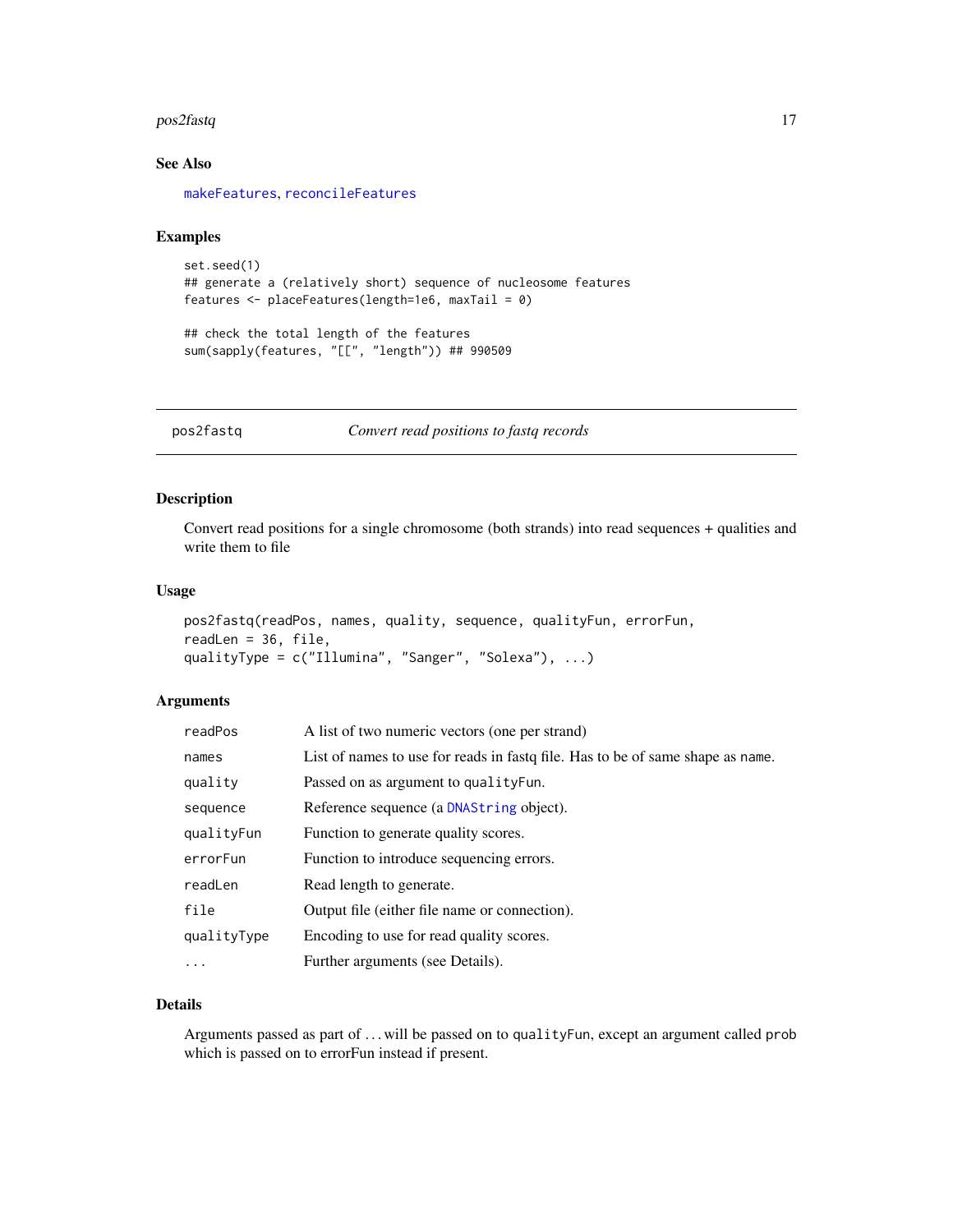## See Also

makeFeatures, reconcileFeatures

## Examples

```
set.seed(1)
## generate a (relatively short) sequence of nucleosome features
features <- placeFeatures(length=1e6, maxTail = 0)

## check the total length of the features
sum(sapply(features, "[[", "length")) ## 990509
```

---

# pos2fastq — *Convert read positions to fastq records*

---

## Description

Convert read positions for a single chromosome (both strands) into read sequences + qualities and write them to file

## Usage

```
pos2fastq(readPos, names, quality, sequence, qualityFun, errorFun,
readLen = 36, file,
qualityType = c("Illumina", "Sanger", "Solexa"), ...)
```

## Arguments

| | |
|---|---|
| `readPos` | A list of two numeric vectors (one per strand) |
| `names` | List of names to use for reads in fastq file. Has to be of same shape as `name`. |
| `quality` | Passed on as argument to `qualityFun`. |
| `sequence` | Reference sequence (a `DNAString` object). |
| `qualityFun` | Function to generate quality scores. |
| `errorFun` | Function to introduce sequencing errors. |
| `readLen` | Read length to generate. |
| `file` | Output file (either file name or connection). |
| `qualityType` | Encoding to use for read quality scores. |
| `...` | Further arguments (see Details). |

## Details

Arguments passed as part of ... will be passed on to `qualityFun`, except an argument called `prob` which is passed on to errorFun instead if present.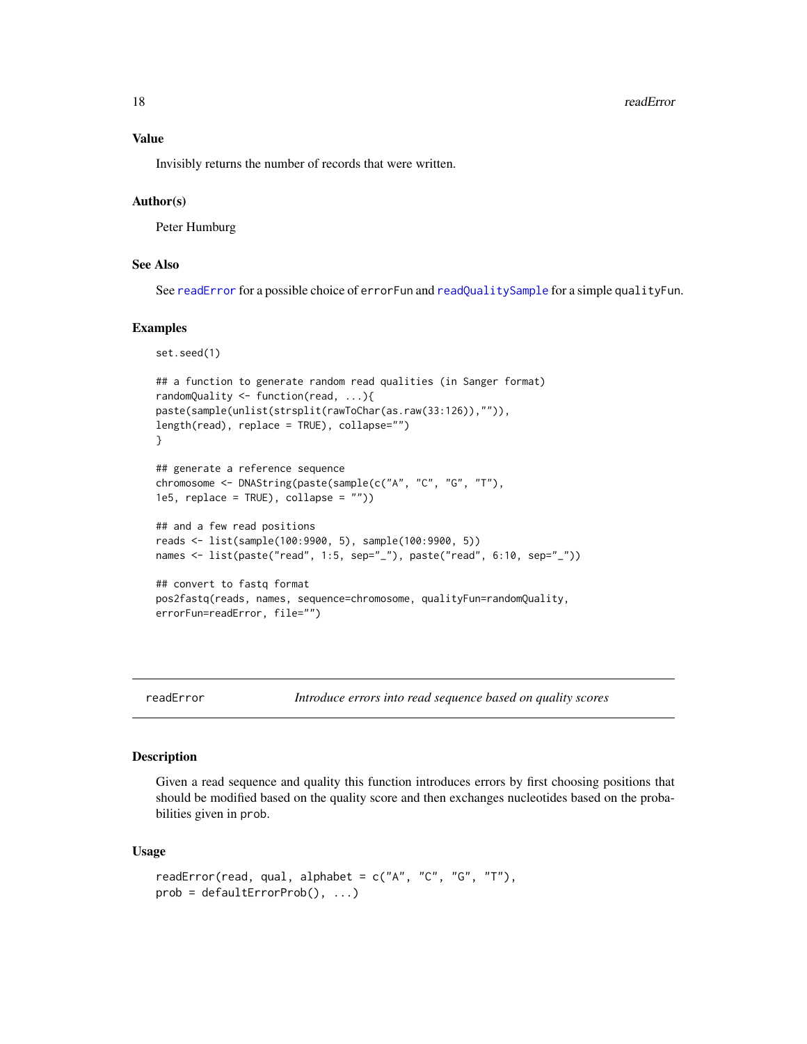### Value

Invisibly returns the number of records that were written.

### Author(s)

Peter Humburg

### See Also

See readError for a possible choice of errorFun and readQualitySample for a simple qualityFun.

### Examples

```
set.seed(1)

## a function to generate random read qualities (in Sanger format)
randomQuality <- function(read, ...){
paste(sample(unlist(strsplit(rawToChar(as.raw(33:126)),"")),
length(read), replace = TRUE), collapse="")
}

## generate a reference sequence
chromosome <- DNAString(paste(sample(c("A", "C", "G", "T"),
1e5, replace = TRUE), collapse = ""))

## and a few read positions
reads <- list(sample(100:9900, 5), sample(100:9900, 5))
names <- list(paste("read", 1:5, sep="_"), paste("read", 6:10, sep="_"))

## convert to fastq format
pos2fastq(reads, names, sequence=chromosome, qualityFun=randomQuality,
errorFun=readError, file="")
```

---

## readError — *Introduce errors into read sequence based on quality scores*

### Description

Given a read sequence and quality this function introduces errors by first choosing positions that should be modified based on the quality score and then exchanges nucleotides based on the probabilities given in prob.

### Usage

```
readError(read, qual, alphabet = c("A", "C", "G", "T"),
prob = defaultErrorProb(), ...)
```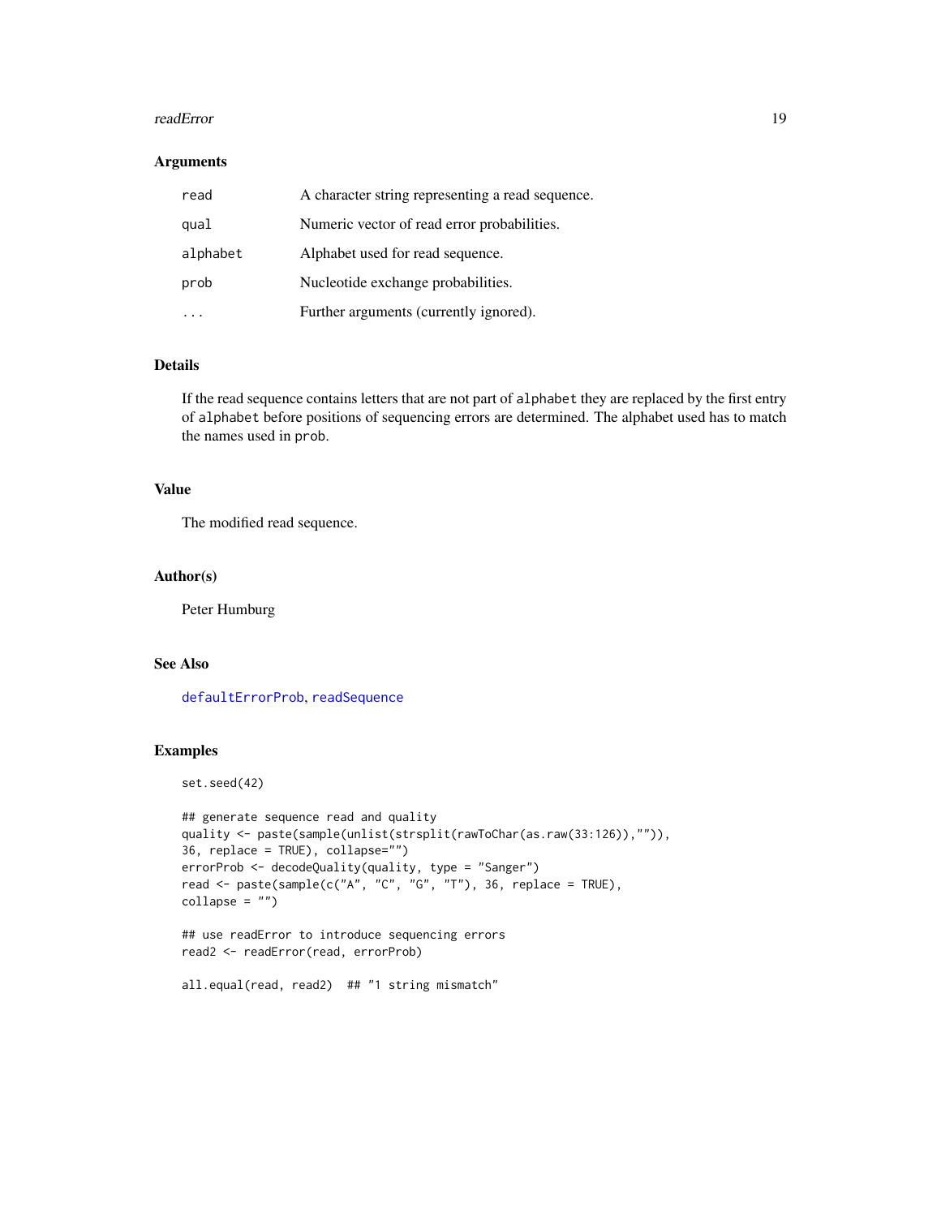### Arguments

| | |
|---|---|
| `read` | A character string representing a read sequence. |
| `qual` | Numeric vector of read error probabilities. |
| `alphabet` | Alphabet used for read sequence. |
| `prob` | Nucleotide exchange probabilities. |
| `...` | Further arguments (currently ignored). |

### Details

If the read sequence contains letters that are not part of `alphabet` they are replaced by the first entry of `alphabet` before positions of sequencing errors are determined. The alphabet used has to match the names used in `prob`.

### Value

The modified read sequence.

### Author(s)

Peter Humburg

### See Also

`defaultErrorProb`, `readSequence`

### Examples

```
set.seed(42)

## generate sequence read and quality
quality <- paste(sample(unlist(strsplit(rawToChar(as.raw(33:126)),"")),
36, replace = TRUE), collapse="")
errorProb <- decodeQuality(quality, type = "Sanger")
read <- paste(sample(c("A", "C", "G", "T"), 36, replace = TRUE),
collapse = "")

## use readError to introduce sequencing errors
read2 <- readError(read, errorProb)

all.equal(read, read2)  ## "1 string mismatch"
```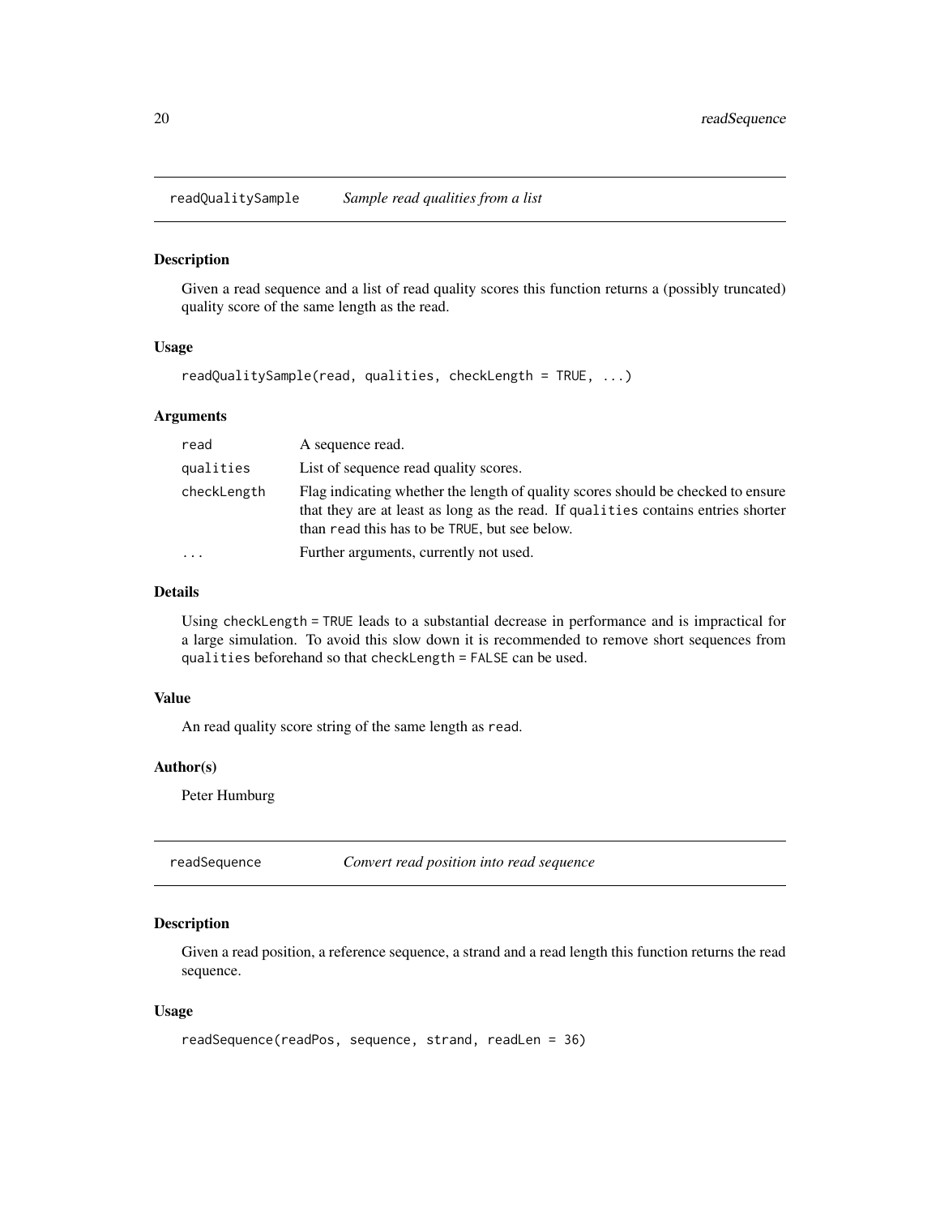## readQualitySample — *Sample read qualities from a list*

### Description

Given a read sequence and a list of read quality scores this function returns a (possibly truncated) quality score of the same length as the read.

### Usage

```
readQualitySample(read, qualities, checkLength = TRUE, ...)
```

### Arguments

| | |
|---|---|
| `read` | A sequence read. |
| `qualities` | List of sequence read quality scores. |
| `checkLength` | Flag indicating whether the length of quality scores should be checked to ensure that they are at least as long as the read. If `qualities` contains entries shorter than `read` this has to be `TRUE`, but see below. |
| `...` | Further arguments, currently not used. |

### Details

Using `checkLength = TRUE` leads to a substantial decrease in performance and is impractical for a large simulation. To avoid this slow down it is recommended to remove short sequences from `qualities` beforehand so that `checkLength = FALSE` can be used.

### Value

An read quality score string of the same length as `read`.

### Author(s)

Peter Humburg

## readSequence — *Convert read position into read sequence*

### Description

Given a read position, a reference sequence, a strand and a read length this function returns the read sequence.

### Usage

```
readSequence(readPos, sequence, strand, readLen = 36)
```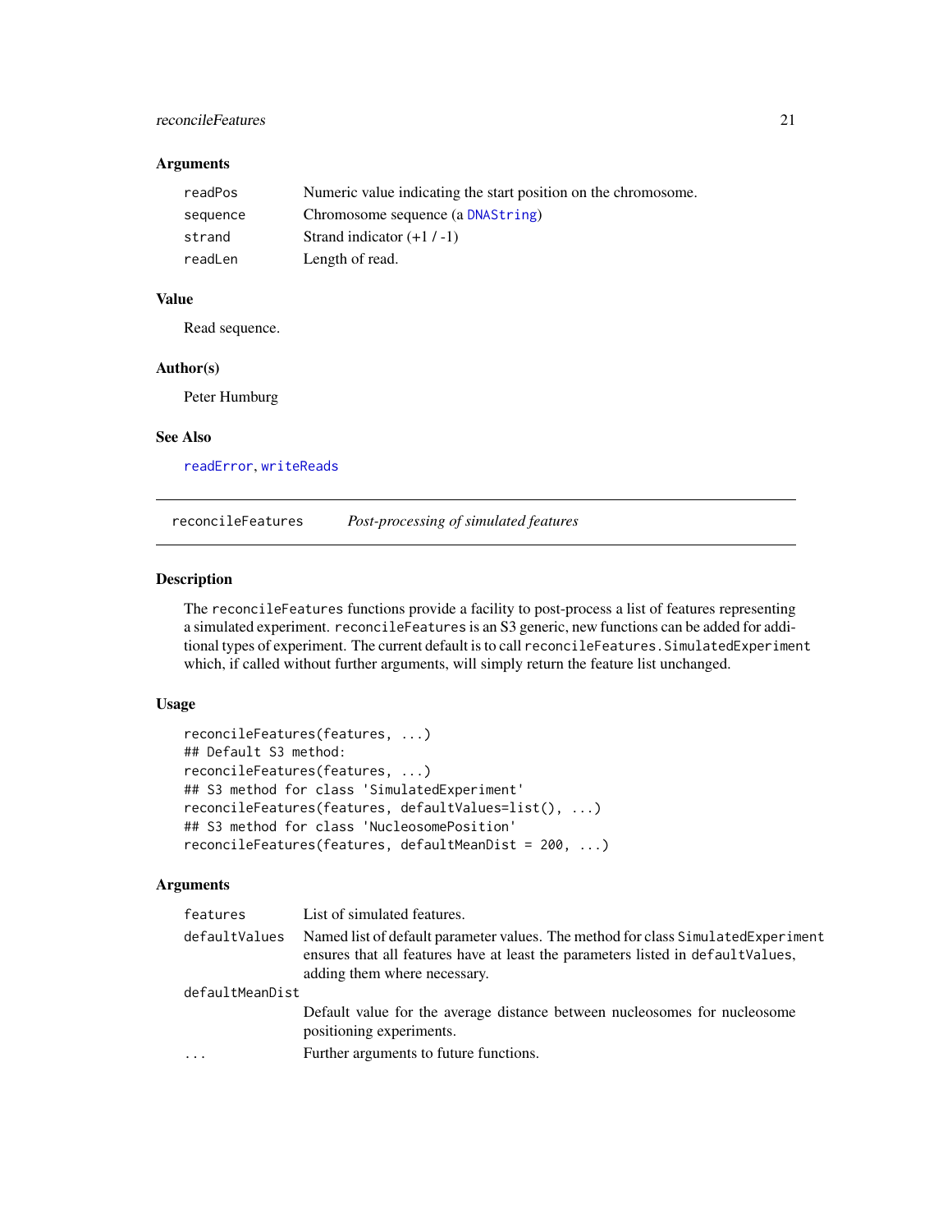### Arguments

| | |
|---|---|
| readPos | Numeric value indicating the start position on the chromosome. |
| sequence | Chromosome sequence (a DNAString) |
| strand | Strand indicator (+1 / -1) |
| readLen | Length of read. |

### Value

Read sequence.

### Author(s)

Peter Humburg

### See Also

readError, writeReads

---

## reconcileFeatures — *Post-processing of simulated features*

### Description

The reconcileFeatures functions provide a facility to post-process a list of features representing a simulated experiment. reconcileFeatures is an S3 generic, new functions can be added for additional types of experiment. The current default is to call reconcileFeatures.SimulatedExperiment which, if called without further arguments, will simply return the feature list unchanged.

### Usage

```
reconcileFeatures(features, ...)
## Default S3 method:
reconcileFeatures(features, ...)
## S3 method for class 'SimulatedExperiment'
reconcileFeatures(features, defaultValues=list(), ...)
## S3 method for class 'NucleosomePosition'
reconcileFeatures(features, defaultMeanDist = 200, ...)
```

### Arguments

| | |
|---|---|
| features | List of simulated features. |
| defaultValues | Named list of default parameter values. The method for class SimulatedExperiment ensures that all features have at least the parameters listed in defaultValues, adding them where necessary. |
| defaultMeanDist | Default value for the average distance between nucleosomes for nucleosome positioning experiments. |
| ... | Further arguments to future functions. |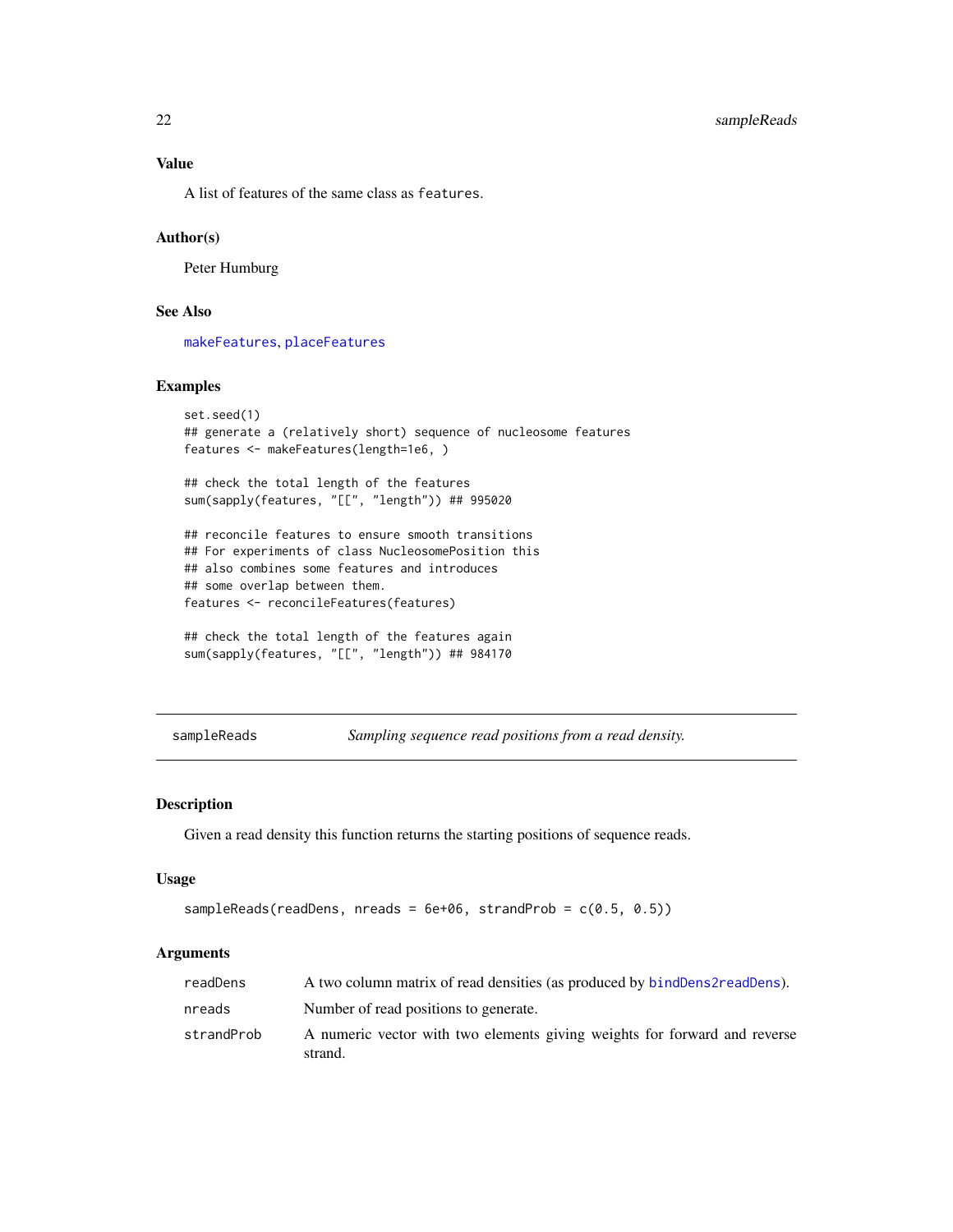### Value

A list of features of the same class as `features`.

### Author(s)

Peter Humburg

### See Also

`makeFeatures`, `placeFeatures`

### Examples

```
set.seed(1)
## generate a (relatively short) sequence of nucleosome features
features <- makeFeatures(length=1e6, )

## check the total length of the features
sum(sapply(features, "[[", "length")) ## 995020

## reconcile features to ensure smooth transitions
## For experiments of class NucleosomePosition this
## also combines some features and introduces
## some overlap between them.
features <- reconcileFeatures(features)

## check the total length of the features again
sum(sapply(features, "[[", "length")) ## 984170
```

---

## sampleReads — *Sampling sequence read positions from a read density.*

### Description

Given a read density this function returns the starting positions of sequence reads.

### Usage

```
sampleReads(readDens, nreads = 6e+06, strandProb = c(0.5, 0.5))
```

### Arguments

| | |
|---|---|
| `readDens` | A two column matrix of read densities (as produced by `bindDens2readDens`). |
| `nreads` | Number of read positions to generate. |
| `strandProb` | A numeric vector with two elements giving weights for forward and reverse strand. |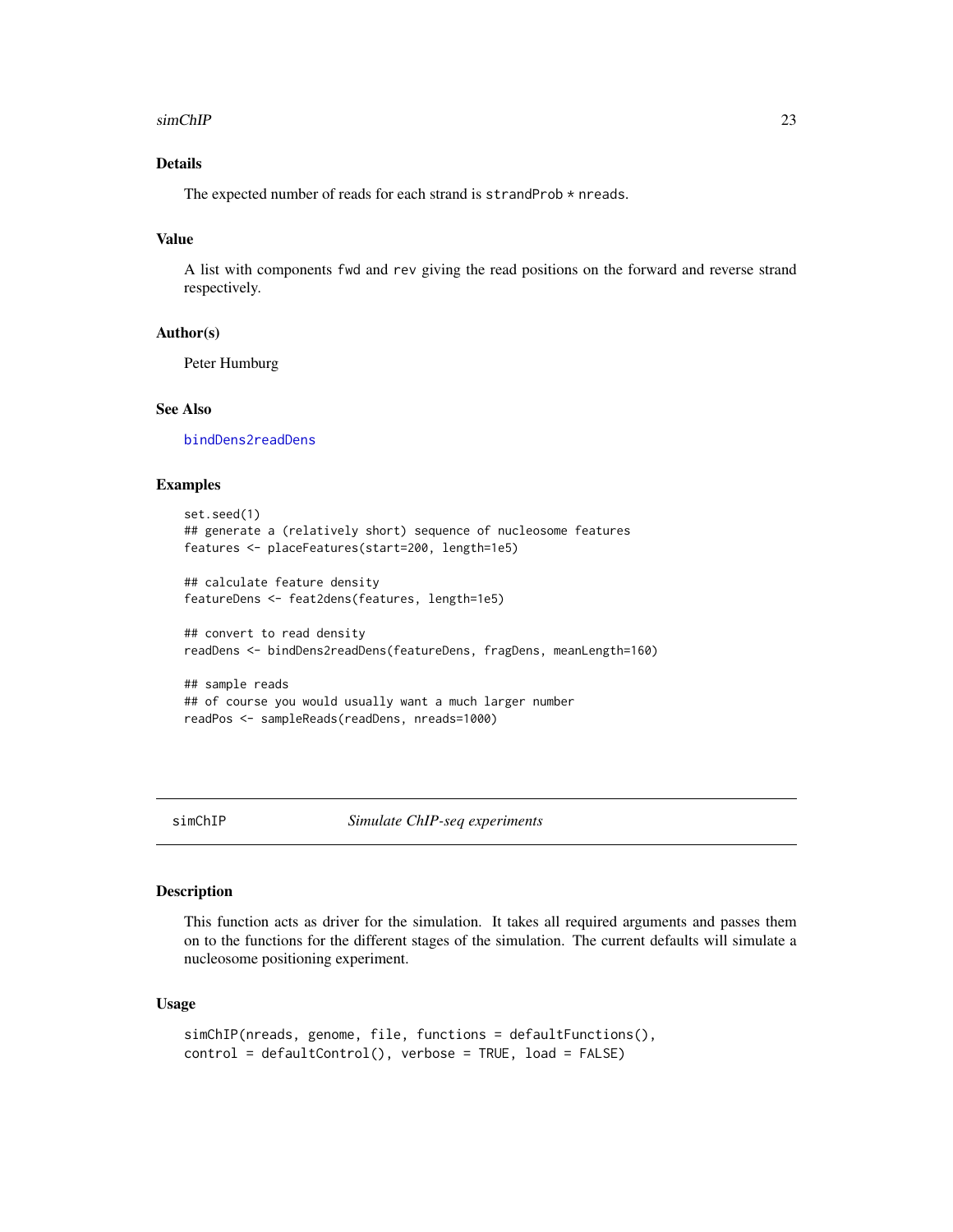## Details

The expected number of reads for each strand is `strandProb * nreads`.

## Value

A list with components `fwd` and `rev` giving the read positions on the forward and reverse strand respectively.

## Author(s)

Peter Humburg

## See Also

`bindDens2readDens`

## Examples

```
set.seed(1)
## generate a (relatively short) sequence of nucleosome features
features <- placeFeatures(start=200, length=1e5)

## calculate feature density
featureDens <- feat2dens(features, length=1e5)

## convert to read density
readDens <- bindDens2readDens(featureDens, fragDens, meanLength=160)

## sample reads
## of course you would usually want a much larger number
readPos <- sampleReads(readDens, nreads=1000)
```

---

# simChIP — *Simulate ChIP-seq experiments*

## Description

This function acts as driver for the simulation. It takes all required arguments and passes them on to the functions for the different stages of the simulation. The current defaults will simulate a nucleosome positioning experiment.

## Usage

```
simChIP(nreads, genome, file, functions = defaultFunctions(),
control = defaultControl(), verbose = TRUE, load = FALSE)
```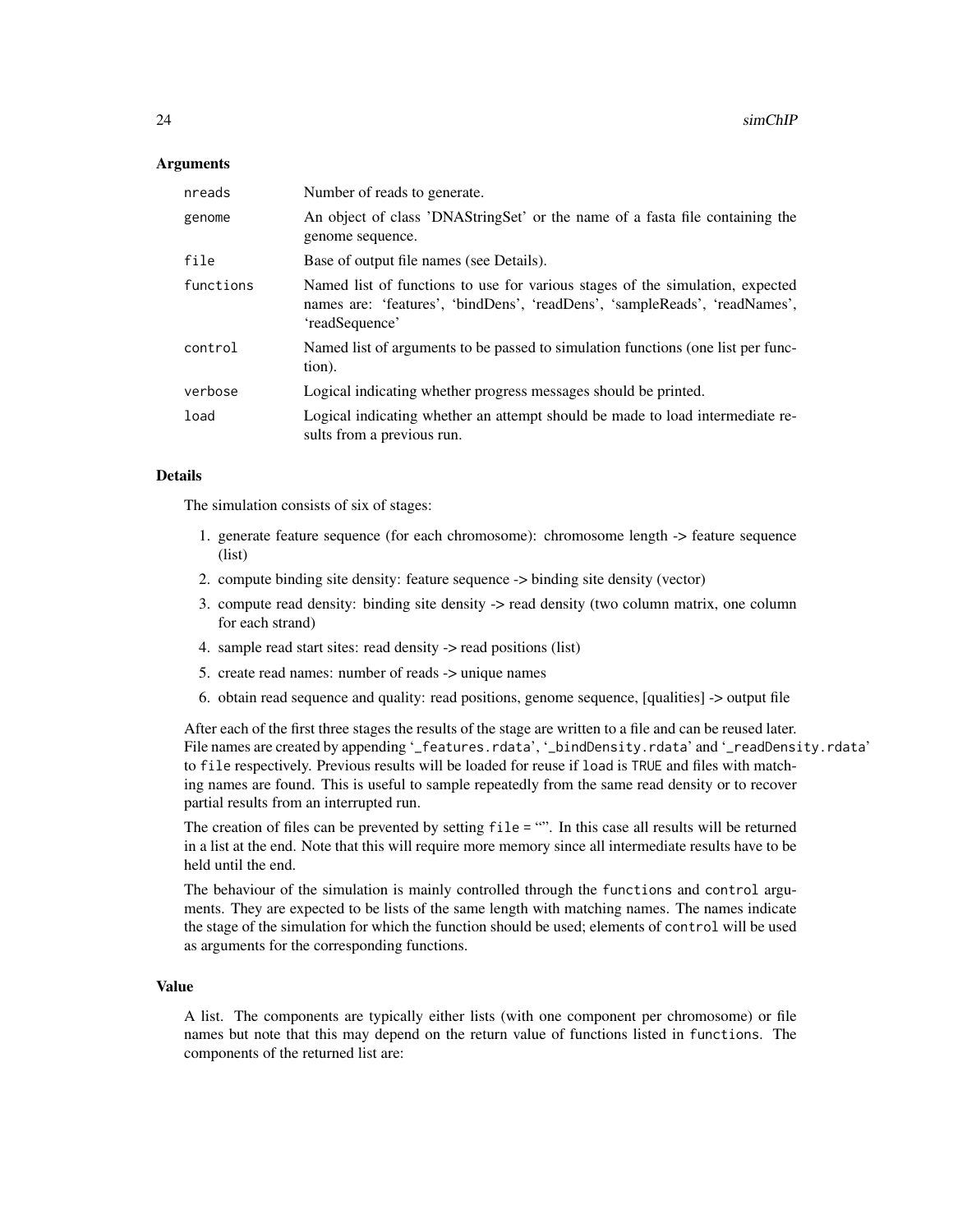## Arguments

| | |
|---|---|
| `nreads` | Number of reads to generate. |
| `genome` | An object of class 'DNAStringSet' or the name of a fasta file containing the genome sequence. |
| `file` | Base of output file names (see Details). |
| `functions` | Named list of functions to use for various stages of the simulation, expected names are: 'features', 'bindDens', 'readDens', 'sampleReads', 'readNames', 'readSequence' |
| `control` | Named list of arguments to be passed to simulation functions (one list per function). |
| `verbose` | Logical indicating whether progress messages should be printed. |
| `load` | Logical indicating whether an attempt should be made to load intermediate results from a previous run. |

## Details

The simulation consists of six of stages:

1. generate feature sequence (for each chromosome): chromosome length -> feature sequence (list)
2. compute binding site density: feature sequence -> binding site density (vector)
3. compute read density: binding site density -> read density (two column matrix, one column for each strand)
4. sample read start sites: read density -> read positions (list)
5. create read names: number of reads -> unique names
6. obtain read sequence and quality: read positions, genome sequence, [qualities] -> output file

After each of the first three stages the results of the stage are written to a file and can be reused later. File names are created by appending '`_features.rdata`', '`_bindDensity.rdata`' and '`_readDensity.rdata`' to `file` respectively. Previous results will be loaded for reuse if `load` is `TRUE` and files with matching names are found. This is useful to sample repeatedly from the same read density or to recover partial results from an interrupted run.

The creation of files can be prevented by setting `file = ""`. In this case all results will be returned in a list at the end. Note that this will require more memory since all intermediate results have to be held until the end.

The behaviour of the simulation is mainly controlled through the `functions` and `control` arguments. They are expected to be lists of the same length with matching names. The names indicate the stage of the simulation for which the function should be used; elements of `control` will be used as arguments for the corresponding functions.

## Value

A list. The components are typically either lists (with one component per chromosome) or file names but note that this may depend on the return value of functions listed in `functions`. The components of the returned list are: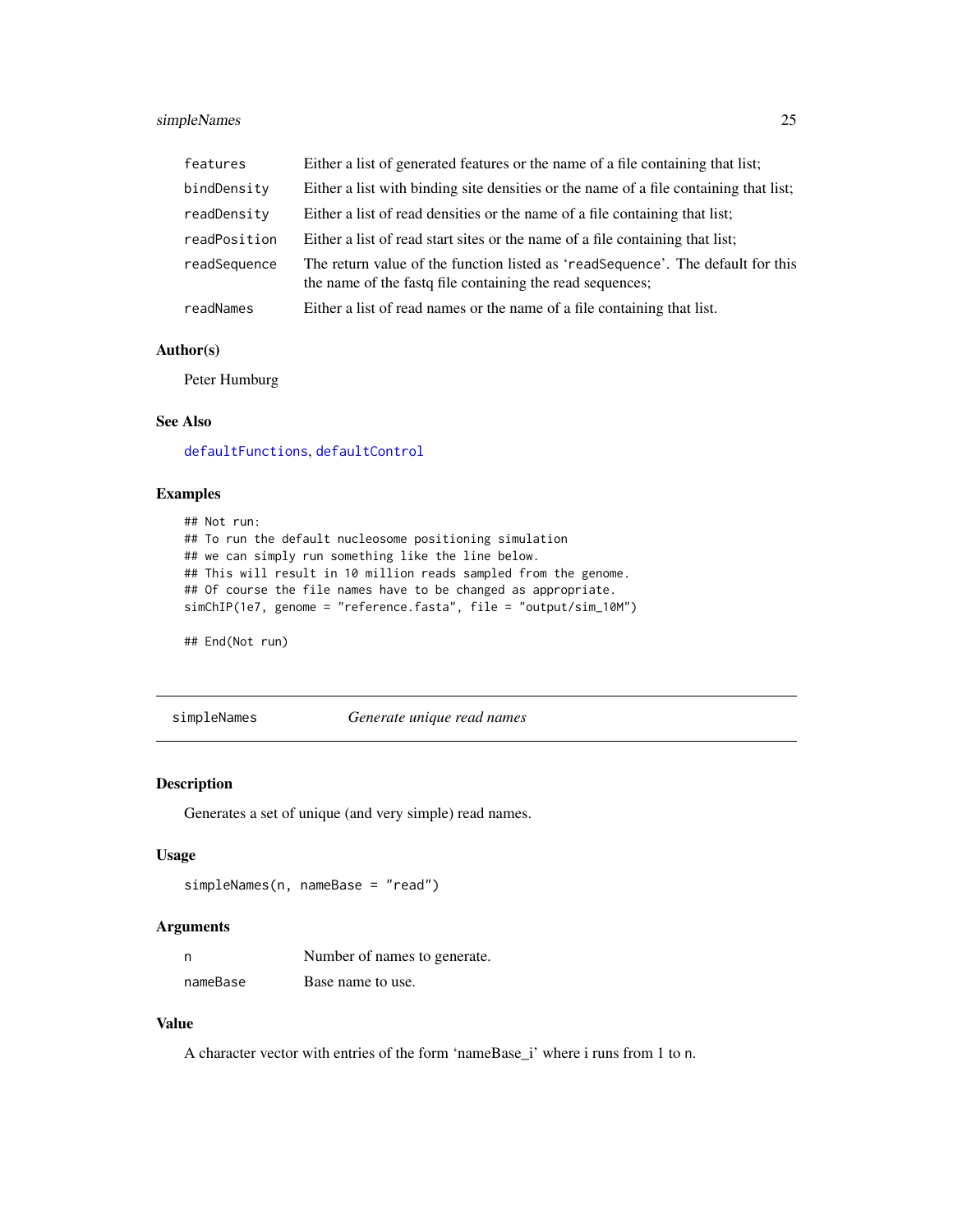| | |
|---|---|
| features | Either a list of generated features or the name of a file containing that list; |
| bindDensity | Either a list with binding site densities or the name of a file containing that list; |
| readDensity | Either a list of read densities or the name of a file containing that list; |
| readPosition | Either a list of read start sites or the name of a file containing that list; |
| readSequence | The return value of the function listed as 'readSequence'. The default for this the name of the fastq file containing the read sequences; |
| readNames | Either a list of read names or the name of a file containing that list. |

### Author(s)

Peter Humburg

### See Also

defaultFunctions, defaultControl

### Examples

```
## Not run:
## To run the default nucleosome positioning simulation
## we can simply run something like the line below.
## This will result in 10 million reads sampled from the genome.
## Of course the file names have to be changed as appropriate.
simChIP(1e7, genome = "reference.fasta", file = "output/sim_10M")

## End(Not run)
```

---

## simpleNames — *Generate unique read names*

### Description

Generates a set of unique (and very simple) read names.

### Usage

```
simpleNames(n, nameBase = "read")
```

### Arguments

| | |
|---|---|
| n | Number of names to generate. |
| nameBase | Base name to use. |

### Value

A character vector with entries of the form 'nameBase_i' where i runs from 1 to n.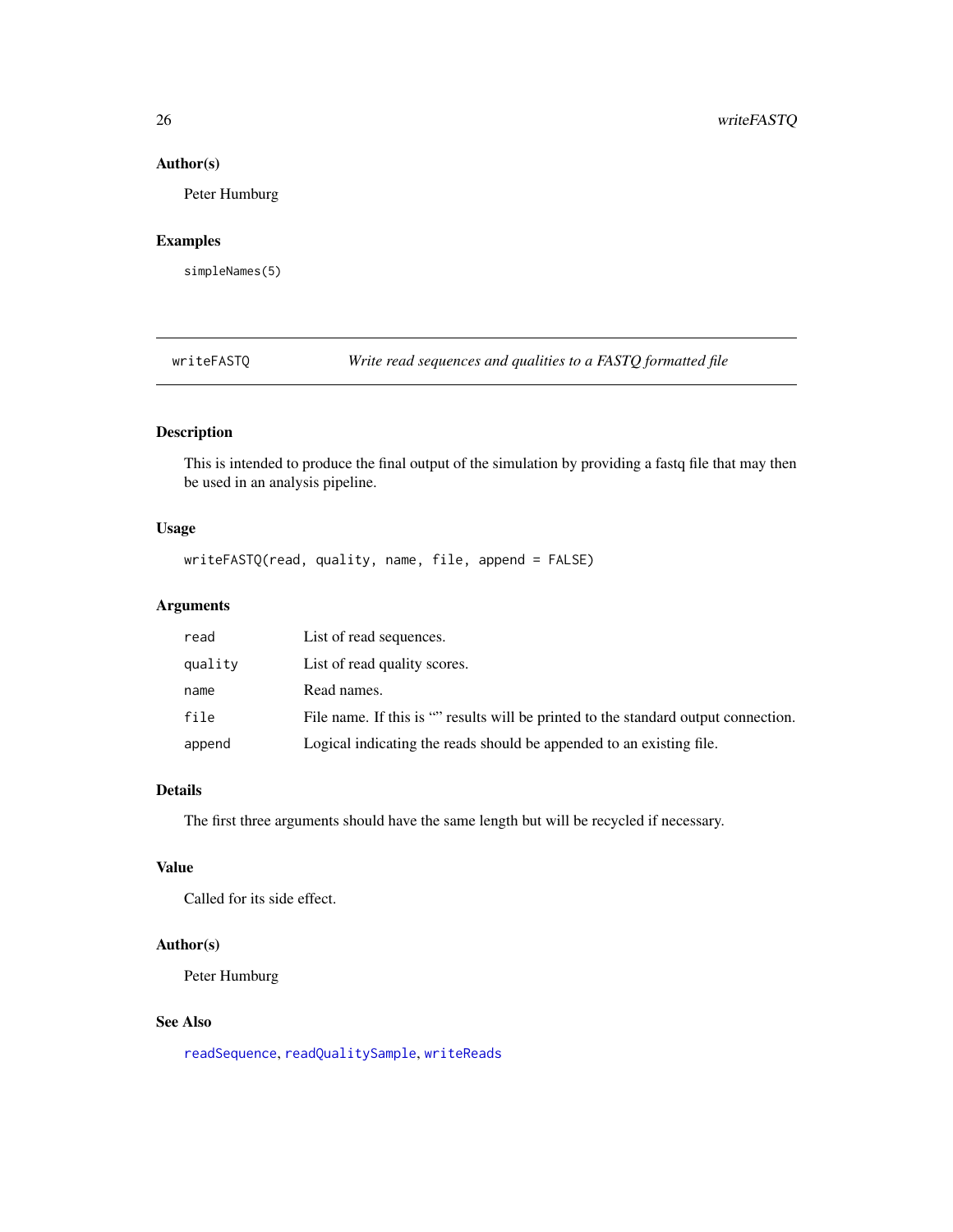### Author(s)

Peter Humburg

### Examples

```
simpleNames(5)
```

---

## writeFASTQ — *Write read sequences and qualities to a FASTQ formatted file*

---

### Description

This is intended to produce the final output of the simulation by providing a fastq file that may then be used in an analysis pipeline.

### Usage

```
writeFASTQ(read, quality, name, file, append = FALSE)
```

### Arguments

| | |
|---|---|
| `read` | List of read sequences. |
| `quality` | List of read quality scores. |
| `name` | Read names. |
| `file` | File name. If this is "" results will be printed to the standard output connection. |
| `append` | Logical indicating the reads should be appended to an existing file. |

### Details

The first three arguments should have the same length but will be recycled if necessary.

### Value

Called for its side effect.

### Author(s)

Peter Humburg

### See Also

`readSequence`, `readQualitySample`, `writeReads`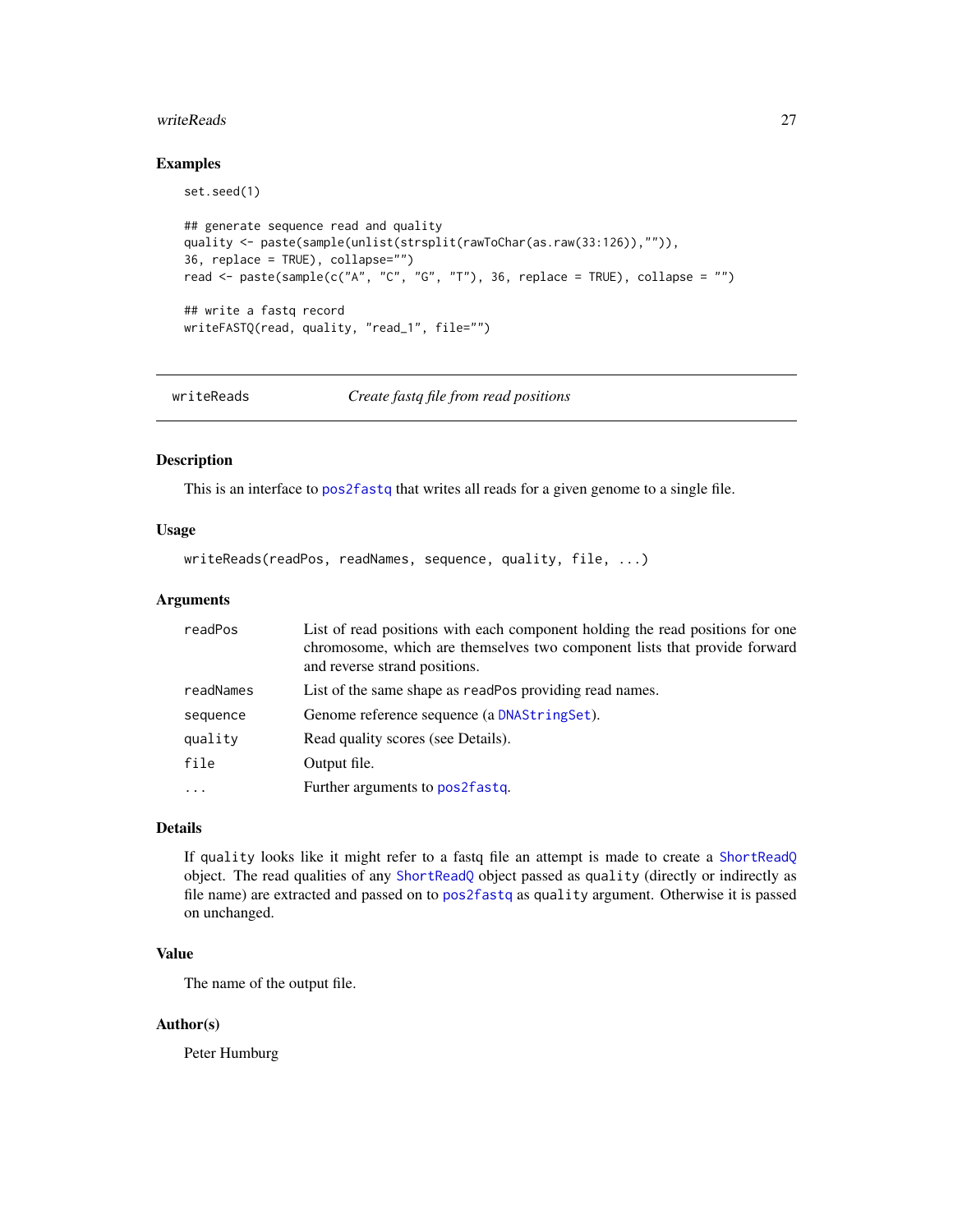## Examples

```
set.seed(1)

## generate sequence read and quality
quality <- paste(sample(unlist(strsplit(rawToChar(as.raw(33:126)),"")),
36, replace = TRUE), collapse="")
read <- paste(sample(c("A", "C", "G", "T"), 36, replace = TRUE), collapse = "")

## write a fastq record
writeFASTQ(read, quality, "read_1", file="")
```

---

`writeReads` *Create fastq file from read positions*

---

## Description

This is an interface to `pos2fastq` that writes all reads for a given genome to a single file.

## Usage

```
writeReads(readPos, readNames, sequence, quality, file, ...)
```

## Arguments

| | |
|---|---|
| `readPos` | List of read positions with each component holding the read positions for one chromosome, which are themselves two component lists that provide forward and reverse strand positions. |
| `readNames` | List of the same shape as `readPos` providing read names. |
| `sequence` | Genome reference sequence (a `DNAStringSet`). |
| `quality` | Read quality scores (see Details). |
| `file` | Output file. |
| `...` | Further arguments to `pos2fastq`. |

## Details

If `quality` looks like it might refer to a fastq file an attempt is made to create a `ShortReadQ` object. The read qualities of any `ShortReadQ` object passed as `quality` (directly or indirectly as file name) are extracted and passed on to `pos2fastq` as `quality` argument. Otherwise it is passed on unchanged.

## Value

The name of the output file.

## Author(s)

Peter Humburg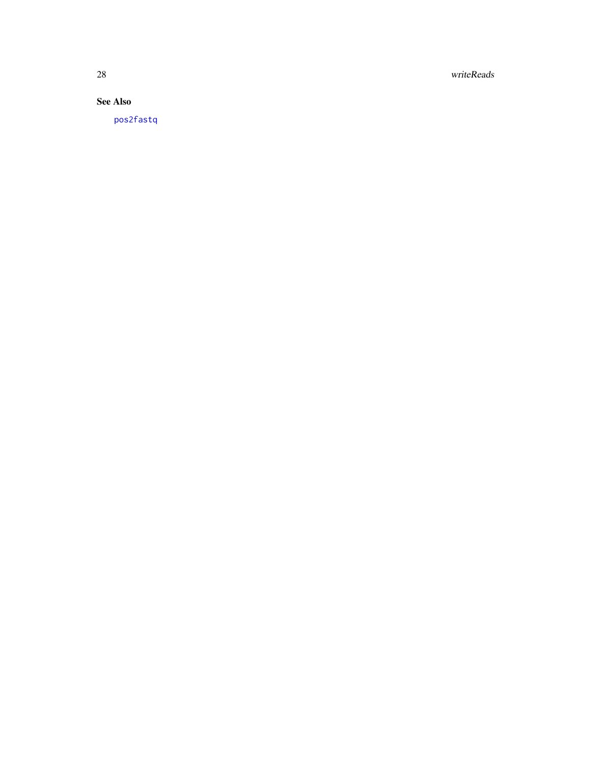### See Also

pos2fastq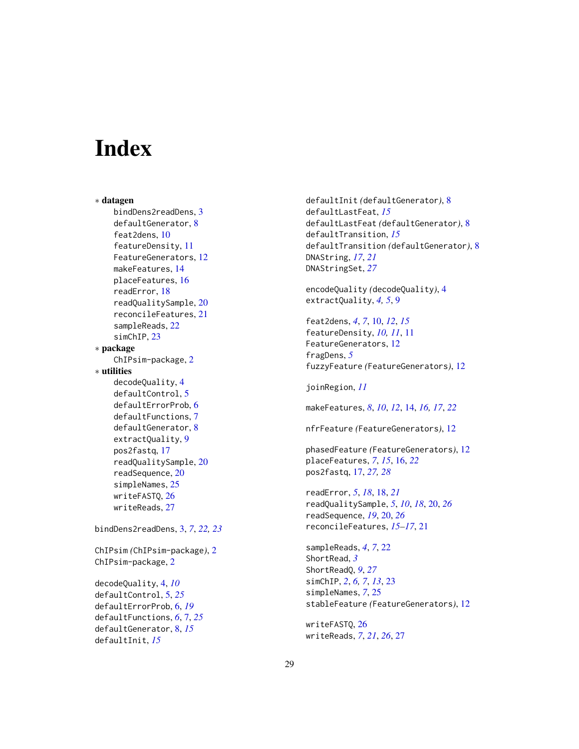# Index

∗ **datagen**
- bindDens2readDens, 3
- defaultGenerator, 8
- feat2dens, 10
- featureDensity, 11
- FeatureGenerators, 12
- makeFeatures, 14
- placeFeatures, 16
- readError, 18
- readQualitySample, 20
- reconcileFeatures, 21
- sampleReads, 22
- simChIP, 23

∗ **package**
- ChIPsim-package, 2

∗ **utilities**
- decodeQuality, 4
- defaultControl, 5
- defaultErrorProb, 6
- defaultFunctions, 7
- defaultGenerator, 8
- extractQuality, 9
- pos2fastq, 17
- readQualitySample, 20
- readSequence, 20
- simpleNames, 25
- writeFASTQ, 26
- writeReads, 27

bindDens2readDens, 3, *7*, *22, 23*

ChIPsim *(*ChIPsim-package*)*, 2
ChIPsim-package, 2

decodeQuality, 4, *10*
defaultControl, 5, *25*
defaultErrorProb, 6, *19*
defaultFunctions, *6*, 7, *25*
defaultGenerator, 8, *15*
defaultInit, *15*
defaultInit *(*defaultGenerator*)*, 8
defaultLastFeat, *15*
defaultLastFeat *(*defaultGenerator*)*, 8
defaultTransition, *15*
defaultTransition *(*defaultGenerator*)*, 8
DNAString, *17*, *21*
DNAStringSet, *27*

encodeQuality *(*decodeQuality*)*, 4
extractQuality, *4, 5*, 9

feat2dens, *4*, *7*, 10, *12*, *15*
featureDensity, *10, 11*, 11
FeatureGenerators, 12
fragDens, *5*
fuzzyFeature *(*FeatureGenerators*)*, 12

joinRegion, *11*

makeFeatures, *8*, *10*, *12*, 14, *16, 17*, *22*

nfrFeature *(*FeatureGenerators*)*, 12

phasedFeature *(*FeatureGenerators*)*, 12
placeFeatures, *7*, *15*, 16, *22*
pos2fastq, 17, *27, 28*

readError, *5*, *18*, 18, *21*
readQualitySample, *5*, *10*, *18*, 20, *26*
readSequence, *19*, 20, *26*
reconcileFeatures, *15–17*, 21

sampleReads, *4*, *7*, 22
ShortRead, *3*
ShortReadQ, *9*, *27*
simChIP, *2*, *6, 7*, *13*, 23
simpleNames, *7*, 25
stableFeature *(*FeatureGenerators*)*, 12

writeFASTQ, 26
writeReads, *7*, *21*, *26*, 27